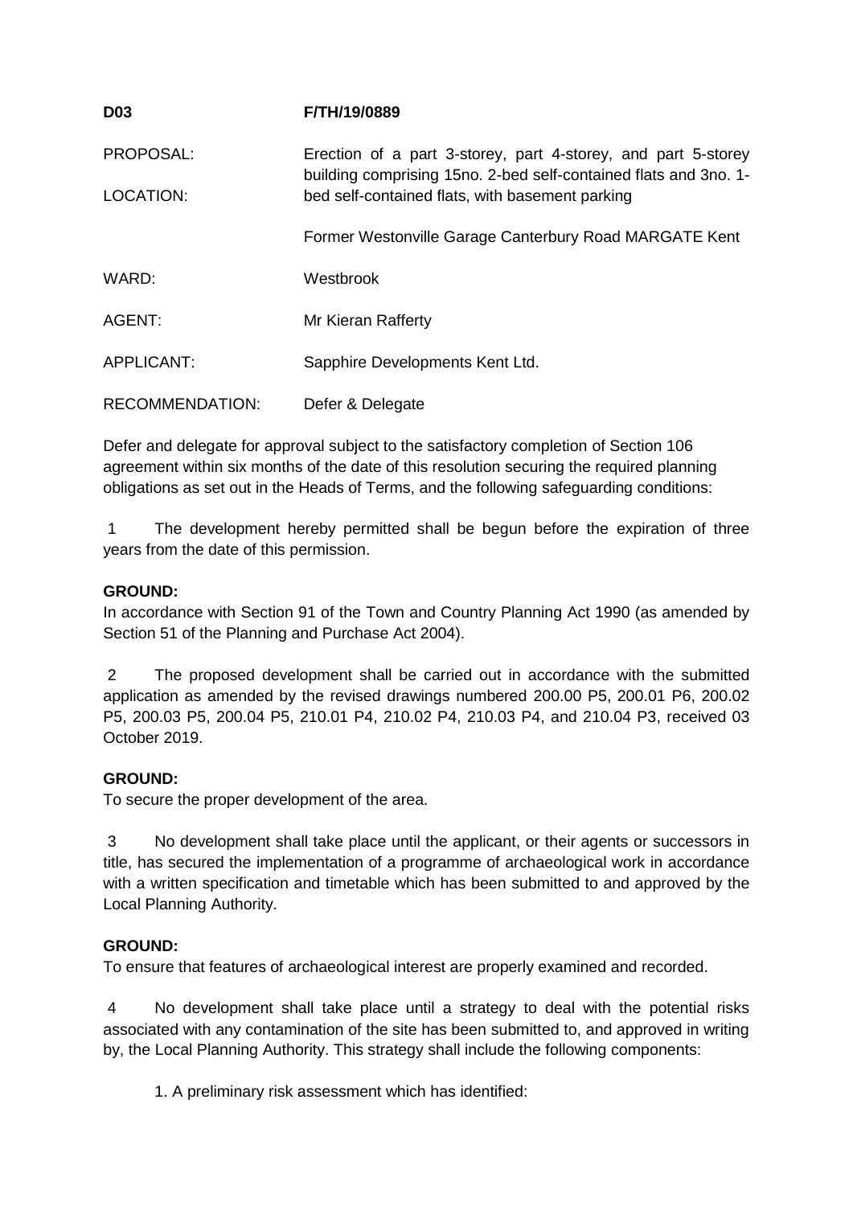**D03** **F/TH/19/0889**

PROPOSAL: Erection of a part 3-storey, part 4-storey, and part 5-storey building comprising 15no. 2-bed self-contained flats and 3no. 1-bed self-contained flats, with basement parking

LOCATION: Former Westonville Garage Canterbury Road MARGATE Kent

WARD: Westbrook

AGENT: Mr Kieran Rafferty

APPLICANT: Sapphire Developments Kent Ltd.

RECOMMENDATION: Defer & Delegate

Defer and delegate for approval subject to the satisfactory completion of Section 106 agreement within six months of the date of this resolution securing the required planning obligations as set out in the Heads of Terms, and the following safeguarding conditions:

1 The development hereby permitted shall be begun before the expiration of three years from the date of this permission.

**GROUND:**
In accordance with Section 91 of the Town and Country Planning Act 1990 (as amended by Section 51 of the Planning and Purchase Act 2004).

2 The proposed development shall be carried out in accordance with the submitted application as amended by the revised drawings numbered 200.00 P5, 200.01 P6, 200.02 P5, 200.03 P5, 200.04 P5, 210.01 P4, 210.02 P4, 210.03 P4, and 210.04 P3, received 03 October 2019.

**GROUND:**
To secure the proper development of the area.

3 No development shall take place until the applicant, or their agents or successors in title, has secured the implementation of a programme of archaeological work in accordance with a written specification and timetable which has been submitted to and approved by the Local Planning Authority.

**GROUND:**
To ensure that features of archaeological interest are properly examined and recorded.

4 No development shall take place until a strategy to deal with the potential risks associated with any contamination of the site has been submitted to, and approved in writing by, the Local Planning Authority. This strategy shall include the following components:

1. A preliminary risk assessment which has identified: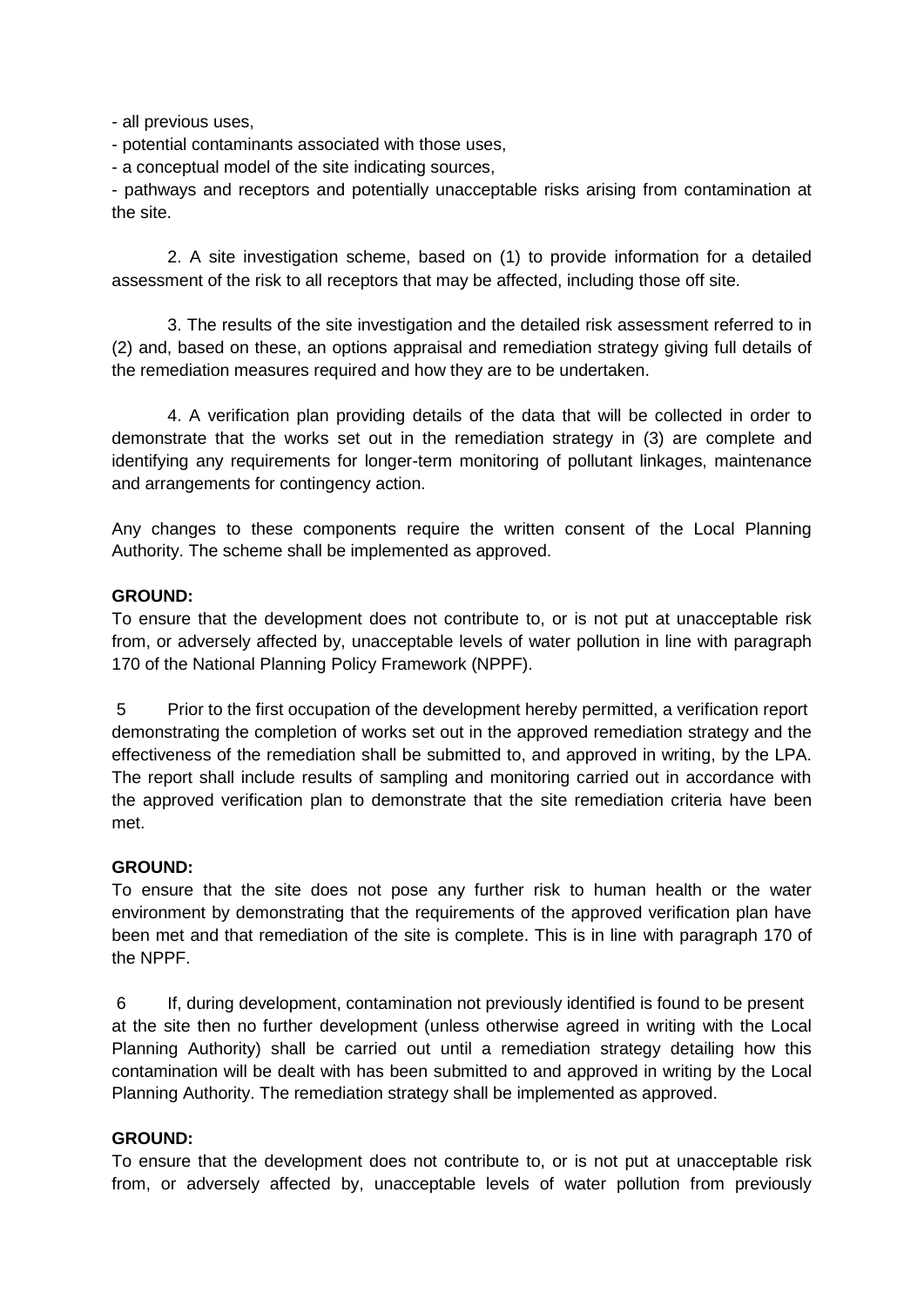- all previous uses,
- potential contaminants associated with those uses,
- a conceptual model of the site indicating sources,
- pathways and receptors and potentially unacceptable risks arising from contamination at the site.

2. A site investigation scheme, based on (1) to provide information for a detailed assessment of the risk to all receptors that may be affected, including those off site.

3. The results of the site investigation and the detailed risk assessment referred to in (2) and, based on these, an options appraisal and remediation strategy giving full details of the remediation measures required and how they are to be undertaken.

4. A verification plan providing details of the data that will be collected in order to demonstrate that the works set out in the remediation strategy in (3) are complete and identifying any requirements for longer-term monitoring of pollutant linkages, maintenance and arrangements for contingency action.

Any changes to these components require the written consent of the Local Planning Authority. The scheme shall be implemented as approved.

**GROUND:**
To ensure that the development does not contribute to, or is not put at unacceptable risk from, or adversely affected by, unacceptable levels of water pollution in line with paragraph 170 of the National Planning Policy Framework (NPPF).

5 Prior to the first occupation of the development hereby permitted, a verification report demonstrating the completion of works set out in the approved remediation strategy and the effectiveness of the remediation shall be submitted to, and approved in writing, by the LPA. The report shall include results of sampling and monitoring carried out in accordance with the approved verification plan to demonstrate that the site remediation criteria have been met.

**GROUND:**
To ensure that the site does not pose any further risk to human health or the water environment by demonstrating that the requirements of the approved verification plan have been met and that remediation of the site is complete. This is in line with paragraph 170 of the NPPF.

6 If, during development, contamination not previously identified is found to be present at the site then no further development (unless otherwise agreed in writing with the Local Planning Authority) shall be carried out until a remediation strategy detailing how this contamination will be dealt with has been submitted to and approved in writing by the Local Planning Authority. The remediation strategy shall be implemented as approved.

**GROUND:**
To ensure that the development does not contribute to, or is not put at unacceptable risk from, or adversely affected by, unacceptable levels of water pollution from previously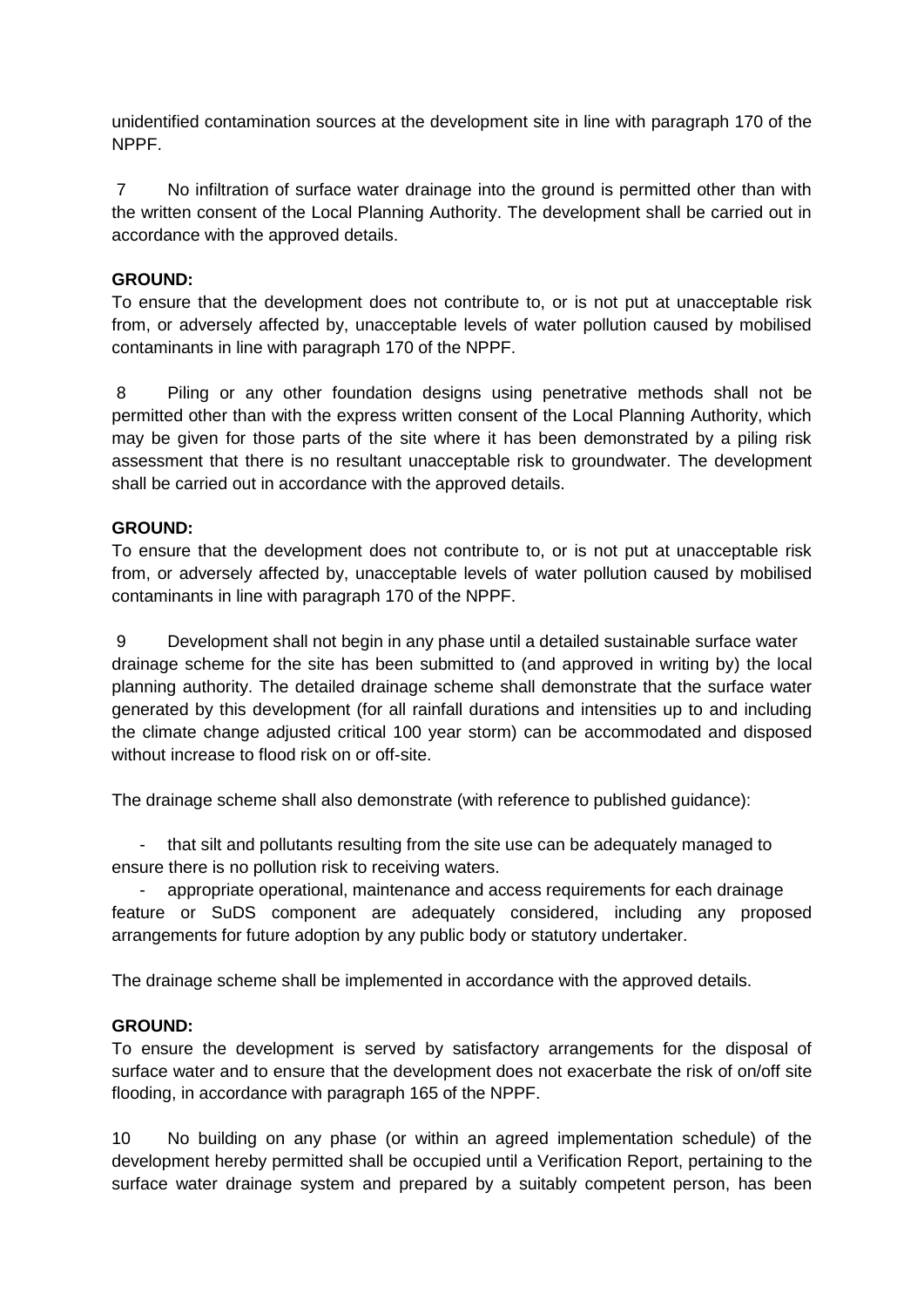unidentified contamination sources at the development site in line with paragraph 170 of the NPPF.

7 No infiltration of surface water drainage into the ground is permitted other than with the written consent of the Local Planning Authority. The development shall be carried out in accordance with the approved details.

**GROUND:**
To ensure that the development does not contribute to, or is not put at unacceptable risk from, or adversely affected by, unacceptable levels of water pollution caused by mobilised contaminants in line with paragraph 170 of the NPPF.

8 Piling or any other foundation designs using penetrative methods shall not be permitted other than with the express written consent of the Local Planning Authority, which may be given for those parts of the site where it has been demonstrated by a piling risk assessment that there is no resultant unacceptable risk to groundwater. The development shall be carried out in accordance with the approved details.

**GROUND:**
To ensure that the development does not contribute to, or is not put at unacceptable risk from, or adversely affected by, unacceptable levels of water pollution caused by mobilised contaminants in line with paragraph 170 of the NPPF.

9 Development shall not begin in any phase until a detailed sustainable surface water drainage scheme for the site has been submitted to (and approved in writing by) the local planning authority. The detailed drainage scheme shall demonstrate that the surface water generated by this development (for all rainfall durations and intensities up to and including the climate change adjusted critical 100 year storm) can be accommodated and disposed without increase to flood risk on or off-site.

The drainage scheme shall also demonstrate (with reference to published guidance):

- that silt and pollutants resulting from the site use can be adequately managed to ensure there is no pollution risk to receiving waters.
- appropriate operational, maintenance and access requirements for each drainage feature or SuDS component are adequately considered, including any proposed arrangements for future adoption by any public body or statutory undertaker.

The drainage scheme shall be implemented in accordance with the approved details.

**GROUND:**
To ensure the development is served by satisfactory arrangements for the disposal of surface water and to ensure that the development does not exacerbate the risk of on/off site flooding, in accordance with paragraph 165 of the NPPF.

10 No building on any phase (or within an agreed implementation schedule) of the development hereby permitted shall be occupied until a Verification Report, pertaining to the surface water drainage system and prepared by a suitably competent person, has been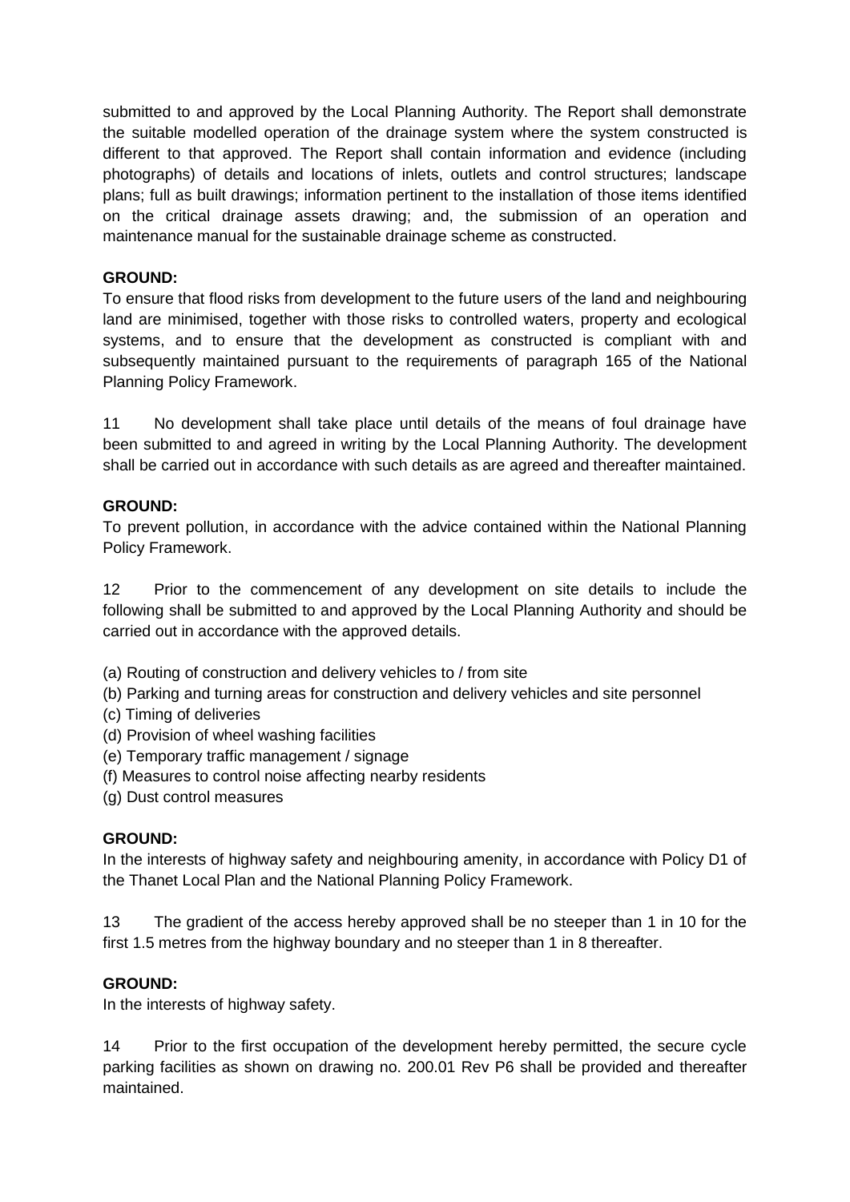submitted to and approved by the Local Planning Authority. The Report shall demonstrate the suitable modelled operation of the drainage system where the system constructed is different to that approved. The Report shall contain information and evidence (including photographs) of details and locations of inlets, outlets and control structures; landscape plans; full as built drawings; information pertinent to the installation of those items identified on the critical drainage assets drawing; and, the submission of an operation and maintenance manual for the sustainable drainage scheme as constructed.

**GROUND:**
To ensure that flood risks from development to the future users of the land and neighbouring land are minimised, together with those risks to controlled waters, property and ecological systems, and to ensure that the development as constructed is compliant with and subsequently maintained pursuant to the requirements of paragraph 165 of the National Planning Policy Framework.

11 No development shall take place until details of the means of foul drainage have been submitted to and agreed in writing by the Local Planning Authority. The development shall be carried out in accordance with such details as are agreed and thereafter maintained.

**GROUND:**
To prevent pollution, in accordance with the advice contained within the National Planning Policy Framework.

12 Prior to the commencement of any development on site details to include the following shall be submitted to and approved by the Local Planning Authority and should be carried out in accordance with the approved details.

(a) Routing of construction and delivery vehicles to / from site
(b) Parking and turning areas for construction and delivery vehicles and site personnel
(c) Timing of deliveries
(d) Provision of wheel washing facilities
(e) Temporary traffic management / signage
(f) Measures to control noise affecting nearby residents
(g) Dust control measures

**GROUND:**
In the interests of highway safety and neighbouring amenity, in accordance with Policy D1 of the Thanet Local Plan and the National Planning Policy Framework.

13 The gradient of the access hereby approved shall be no steeper than 1 in 10 for the first 1.5 metres from the highway boundary and no steeper than 1 in 8 thereafter.

**GROUND:**
In the interests of highway safety.

14 Prior to the first occupation of the development hereby permitted, the secure cycle parking facilities as shown on drawing no. 200.01 Rev P6 shall be provided and thereafter maintained.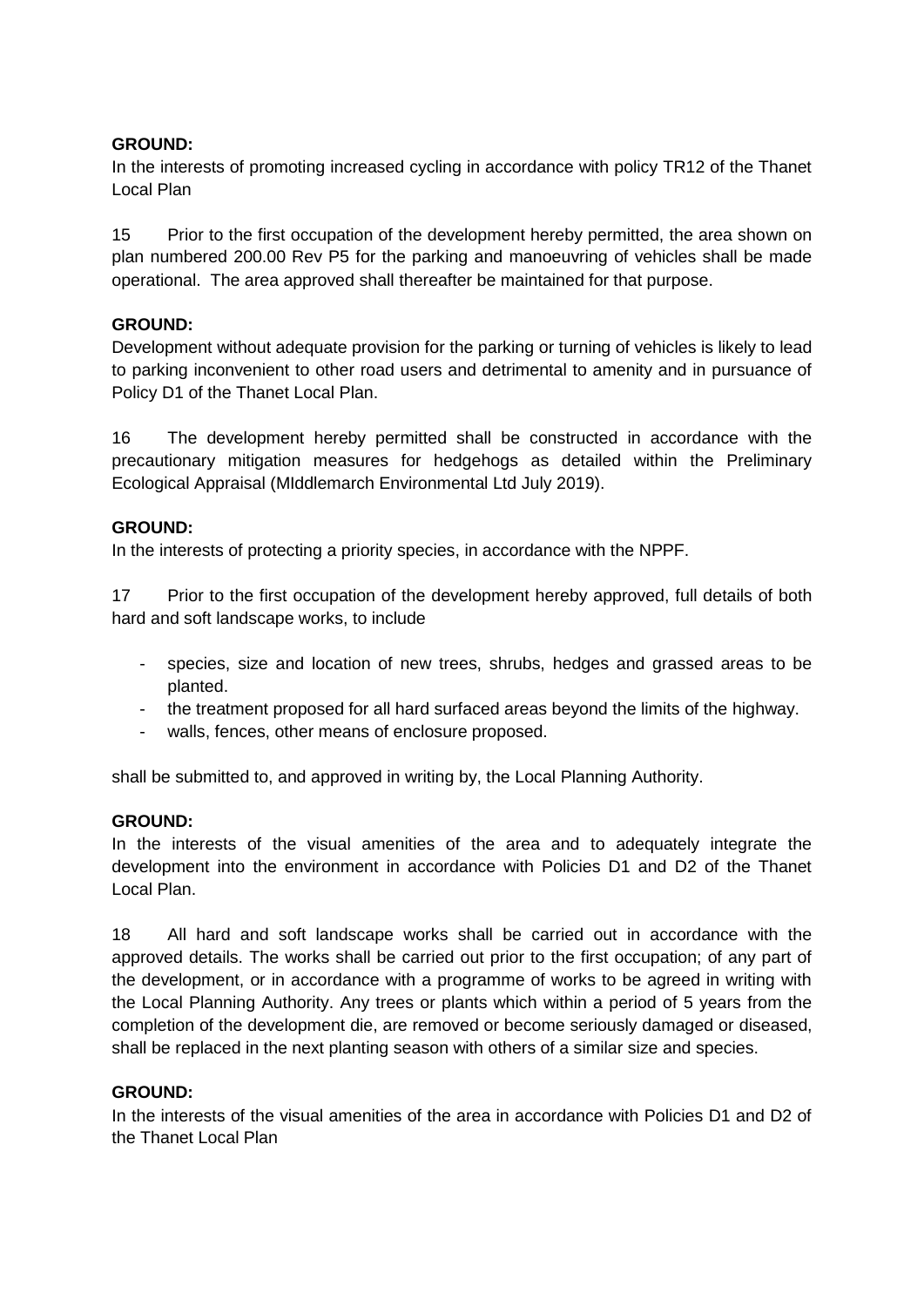**GROUND:**
In the interests of promoting increased cycling in accordance with policy TR12 of the Thanet Local Plan

15 Prior to the first occupation of the development hereby permitted, the area shown on plan numbered 200.00 Rev P5 for the parking and manoeuvring of vehicles shall be made operational. The area approved shall thereafter be maintained for that purpose.

**GROUND:**
Development without adequate provision for the parking or turning of vehicles is likely to lead to parking inconvenient to other road users and detrimental to amenity and in pursuance of Policy D1 of the Thanet Local Plan.

16 The development hereby permitted shall be constructed in accordance with the precautionary mitigation measures for hedgehogs as detailed within the Preliminary Ecological Appraisal (MIddlemarch Environmental Ltd July 2019).

**GROUND:**
In the interests of protecting a priority species, in accordance with the NPPF.

17 Prior to the first occupation of the development hereby approved, full details of both hard and soft landscape works, to include

- species, size and location of new trees, shrubs, hedges and grassed areas to be planted.
- the treatment proposed for all hard surfaced areas beyond the limits of the highway.
- walls, fences, other means of enclosure proposed.

shall be submitted to, and approved in writing by, the Local Planning Authority.

**GROUND:**
In the interests of the visual amenities of the area and to adequately integrate the development into the environment in accordance with Policies D1 and D2 of the Thanet Local Plan.

18 All hard and soft landscape works shall be carried out in accordance with the approved details. The works shall be carried out prior to the first occupation; of any part of the development, or in accordance with a programme of works to be agreed in writing with the Local Planning Authority. Any trees or plants which within a period of 5 years from the completion of the development die, are removed or become seriously damaged or diseased, shall be replaced in the next planting season with others of a similar size and species.

**GROUND:**
In the interests of the visual amenities of the area in accordance with Policies D1 and D2 of the Thanet Local Plan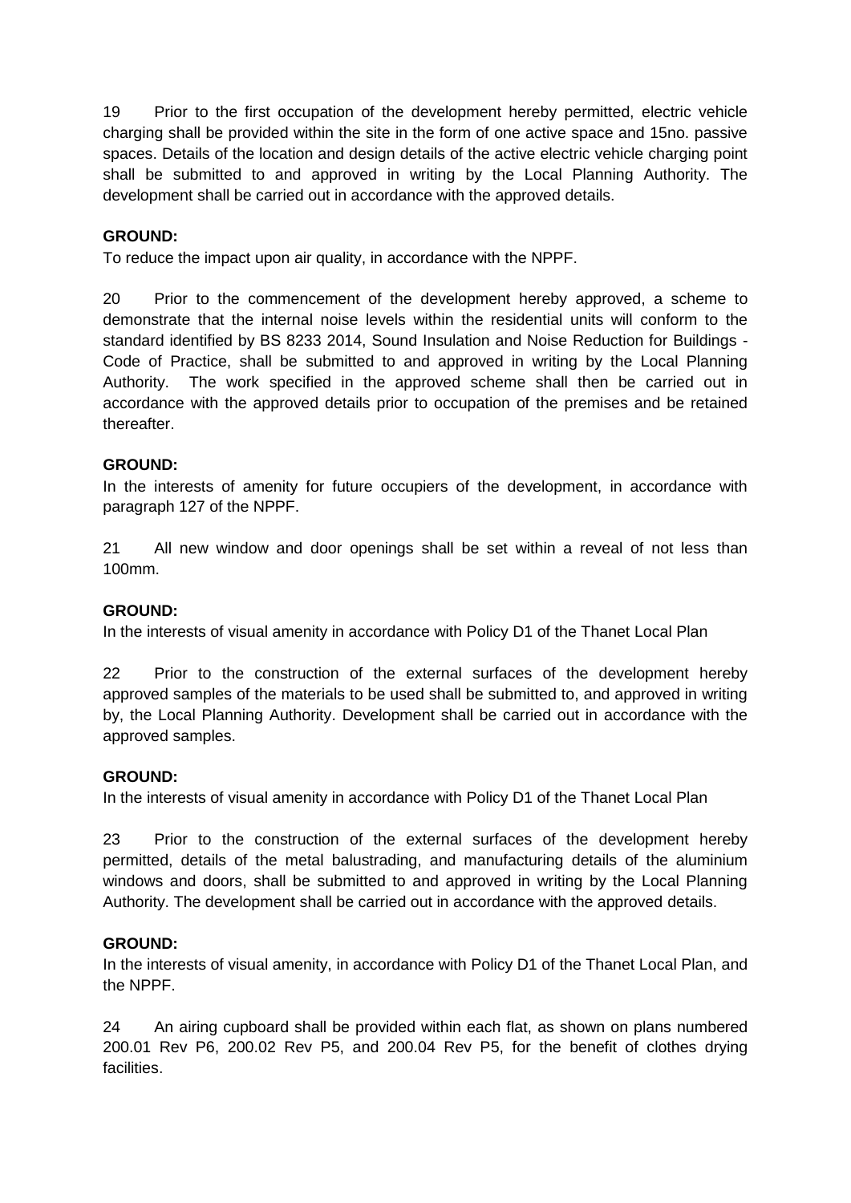19 Prior to the first occupation of the development hereby permitted, electric vehicle charging shall be provided within the site in the form of one active space and 15no. passive spaces. Details of the location and design details of the active electric vehicle charging point shall be submitted to and approved in writing by the Local Planning Authority. The development shall be carried out in accordance with the approved details.

**GROUND:**

To reduce the impact upon air quality, in accordance with the NPPF.

20 Prior to the commencement of the development hereby approved, a scheme to demonstrate that the internal noise levels within the residential units will conform to the standard identified by BS 8233 2014, Sound Insulation and Noise Reduction for Buildings - Code of Practice, shall be submitted to and approved in writing by the Local Planning Authority. The work specified in the approved scheme shall then be carried out in accordance with the approved details prior to occupation of the premises and be retained thereafter.

**GROUND:**

In the interests of amenity for future occupiers of the development, in accordance with paragraph 127 of the NPPF.

21 All new window and door openings shall be set within a reveal of not less than 100mm.

**GROUND:**

In the interests of visual amenity in accordance with Policy D1 of the Thanet Local Plan

22 Prior to the construction of the external surfaces of the development hereby approved samples of the materials to be used shall be submitted to, and approved in writing by, the Local Planning Authority. Development shall be carried out in accordance with the approved samples.

**GROUND:**

In the interests of visual amenity in accordance with Policy D1 of the Thanet Local Plan

23 Prior to the construction of the external surfaces of the development hereby permitted, details of the metal balustrading, and manufacturing details of the aluminium windows and doors, shall be submitted to and approved in writing by the Local Planning Authority. The development shall be carried out in accordance with the approved details.

**GROUND:**

In the interests of visual amenity, in accordance with Policy D1 of the Thanet Local Plan, and the NPPF.

24 An airing cupboard shall be provided within each flat, as shown on plans numbered 200.01 Rev P6, 200.02 Rev P5, and 200.04 Rev P5, for the benefit of clothes drying facilities.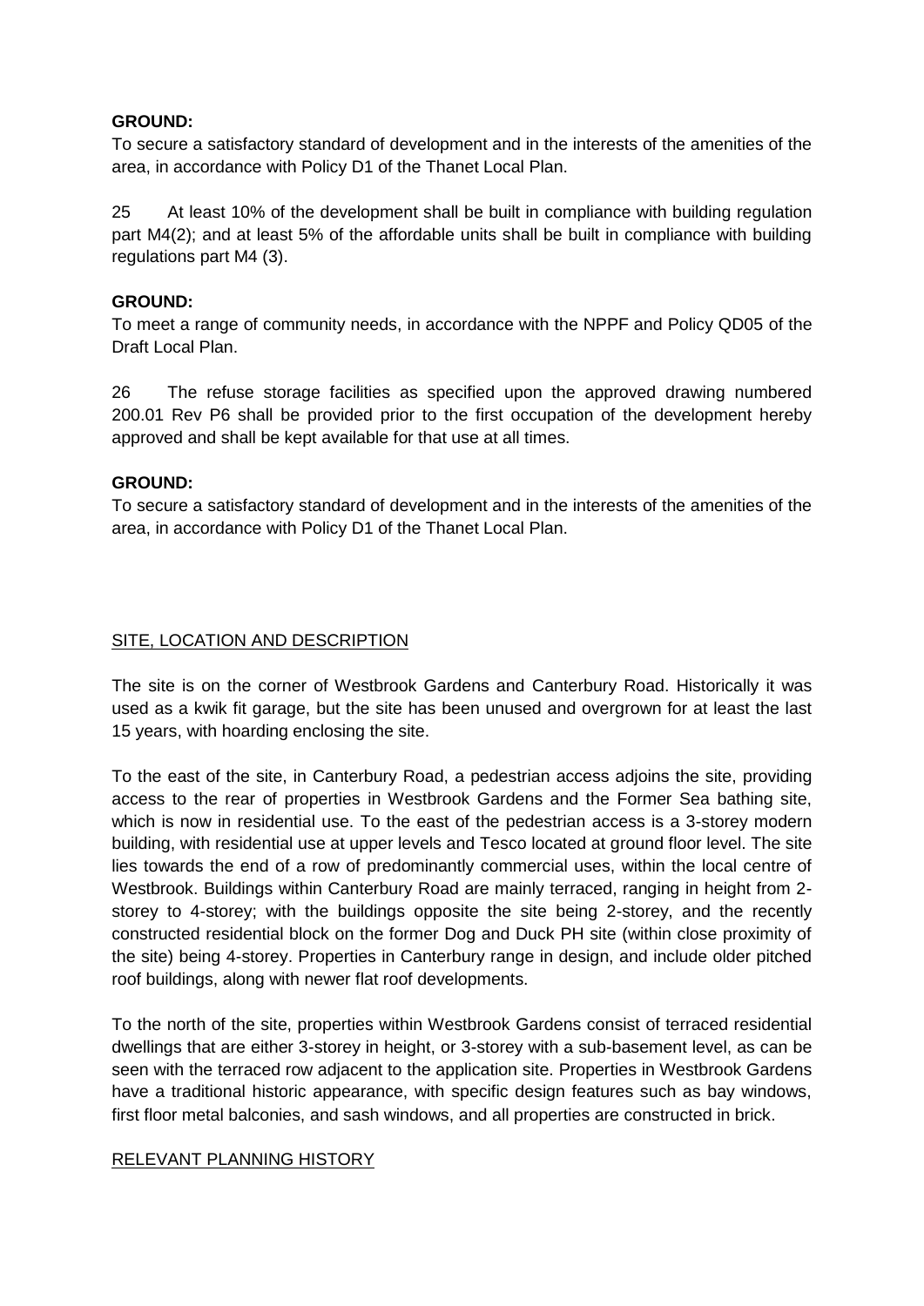**GROUND:**
To secure a satisfactory standard of development and in the interests of the amenities of the area, in accordance with Policy D1 of the Thanet Local Plan.

25 At least 10% of the development shall be built in compliance with building regulation part M4(2); and at least 5% of the affordable units shall be built in compliance with building regulations part M4 (3).

**GROUND:**
To meet a range of community needs, in accordance with the NPPF and Policy QD05 of the Draft Local Plan.

26 The refuse storage facilities as specified upon the approved drawing numbered 200.01 Rev P6 shall be provided prior to the first occupation of the development hereby approved and shall be kept available for that use at all times.

**GROUND:**
To secure a satisfactory standard of development and in the interests of the amenities of the area, in accordance with Policy D1 of the Thanet Local Plan.

## SITE, LOCATION AND DESCRIPTION

The site is on the corner of Westbrook Gardens and Canterbury Road. Historically it was used as a kwik fit garage, but the site has been unused and overgrown for at least the last 15 years, with hoarding enclosing the site.

To the east of the site, in Canterbury Road, a pedestrian access adjoins the site, providing access to the rear of properties in Westbrook Gardens and the Former Sea bathing site, which is now in residential use. To the east of the pedestrian access is a 3-storey modern building, with residential use at upper levels and Tesco located at ground floor level. The site lies towards the end of a row of predominantly commercial uses, within the local centre of Westbrook. Buildings within Canterbury Road are mainly terraced, ranging in height from 2-storey to 4-storey; with the buildings opposite the site being 2-storey, and the recently constructed residential block on the former Dog and Duck PH site (within close proximity of the site) being 4-storey. Properties in Canterbury range in design, and include older pitched roof buildings, along with newer flat roof developments.

To the north of the site, properties within Westbrook Gardens consist of terraced residential dwellings that are either 3-storey in height, or 3-storey with a sub-basement level, as can be seen with the terraced row adjacent to the application site. Properties in Westbrook Gardens have a traditional historic appearance, with specific design features such as bay windows, first floor metal balconies, and sash windows, and all properties are constructed in brick.

## RELEVANT PLANNING HISTORY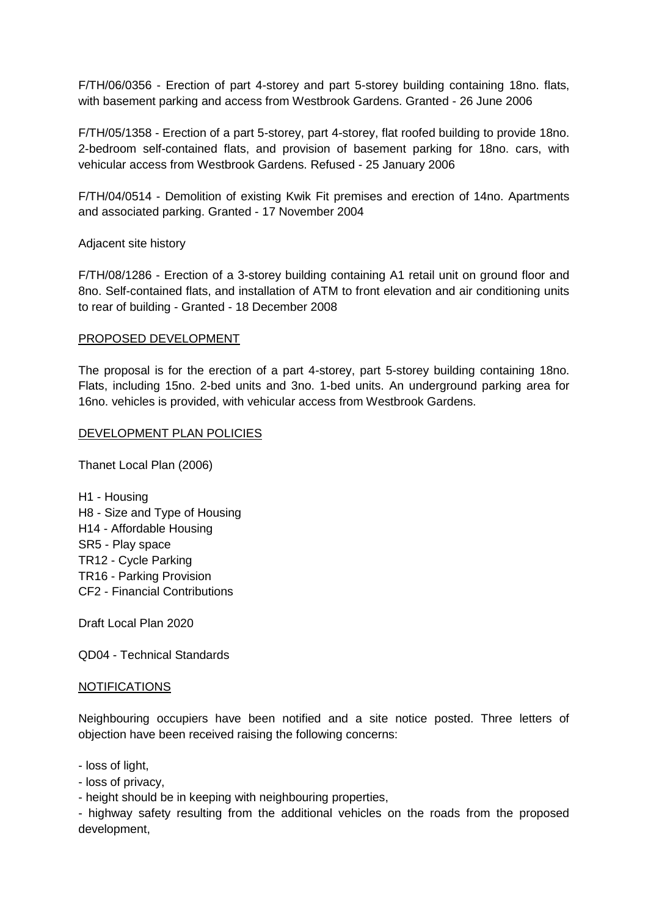F/TH/06/0356 - Erection of part 4-storey and part 5-storey building containing 18no. flats, with basement parking and access from Westbrook Gardens. Granted - 26 June 2006

F/TH/05/1358 - Erection of a part 5-storey, part 4-storey, flat roofed building to provide 18no. 2-bedroom self-contained flats, and provision of basement parking for 18no. cars, with vehicular access from Westbrook Gardens. Refused - 25 January 2006

F/TH/04/0514 - Demolition of existing Kwik Fit premises and erection of 14no. Apartments and associated parking. Granted - 17 November 2004

Adjacent site history

F/TH/08/1286 - Erection of a 3-storey building containing A1 retail unit on ground floor and 8no. Self-contained flats, and installation of ATM to front elevation and air conditioning units to rear of building - Granted - 18 December 2008

## PROPOSED DEVELOPMENT

The proposal is for the erection of a part 4-storey, part 5-storey building containing 18no. Flats, including 15no. 2-bed units and 3no. 1-bed units. An underground parking area for 16no. vehicles is provided, with vehicular access from Westbrook Gardens.

## DEVELOPMENT PLAN POLICIES

Thanet Local Plan (2006)

H1 - Housing
H8 - Size and Type of Housing
H14 - Affordable Housing
SR5 - Play space
TR12 - Cycle Parking
TR16 - Parking Provision
CF2 - Financial Contributions

Draft Local Plan 2020

QD04 - Technical Standards

## NOTIFICATIONS

Neighbouring occupiers have been notified and a site notice posted. Three letters of objection have been received raising the following concerns:

- loss of light,
- loss of privacy,
- height should be in keeping with neighbouring properties,
- highway safety resulting from the additional vehicles on the roads from the proposed development,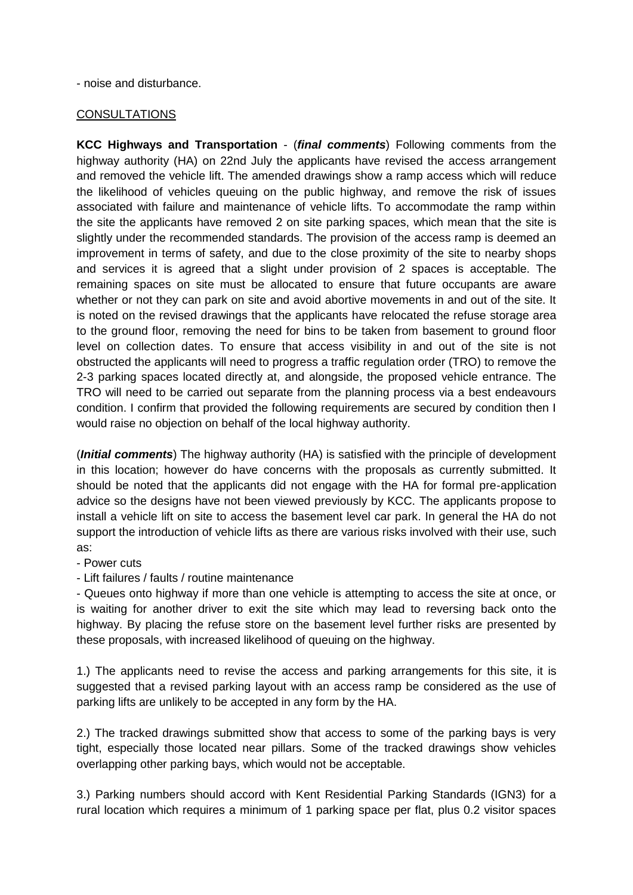- noise and disturbance.

CONSULTATIONS

**KCC Highways and Transportation** - (***final comments***) Following comments from the highway authority (HA) on 22nd July the applicants have revised the access arrangement and removed the vehicle lift. The amended drawings show a ramp access which will reduce the likelihood of vehicles queuing on the public highway, and remove the risk of issues associated with failure and maintenance of vehicle lifts. To accommodate the ramp within the site the applicants have removed 2 on site parking spaces, which mean that the site is slightly under the recommended standards. The provision of the access ramp is deemed an improvement in terms of safety, and due to the close proximity of the site to nearby shops and services it is agreed that a slight under provision of 2 spaces is acceptable. The remaining spaces on site must be allocated to ensure that future occupants are aware whether or not they can park on site and avoid abortive movements in and out of the site. It is noted on the revised drawings that the applicants have relocated the refuse storage area to the ground floor, removing the need for bins to be taken from basement to ground floor level on collection dates. To ensure that access visibility in and out of the site is not obstructed the applicants will need to progress a traffic regulation order (TRO) to remove the 2-3 parking spaces located directly at, and alongside, the proposed vehicle entrance. The TRO will need to be carried out separate from the planning process via a best endeavours condition. I confirm that provided the following requirements are secured by condition then I would raise no objection on behalf of the local highway authority.

(***Initial comments***) The highway authority (HA) is satisfied with the principle of development in this location; however do have concerns with the proposals as currently submitted. It should be noted that the applicants did not engage with the HA for formal pre-application advice so the designs have not been viewed previously by KCC. The applicants propose to install a vehicle lift on site to access the basement level car park. In general the HA do not support the introduction of vehicle lifts as there are various risks involved with their use, such as:

- Power cuts
- Lift failures / faults / routine maintenance
- Queues onto highway if more than one vehicle is attempting to access the site at once, or is waiting for another driver to exit the site which may lead to reversing back onto the highway. By placing the refuse store on the basement level further risks are presented by these proposals, with increased likelihood of queuing on the highway.

1.) The applicants need to revise the access and parking arrangements for this site, it is suggested that a revised parking layout with an access ramp be considered as the use of parking lifts are unlikely to be accepted in any form by the HA.

2.) The tracked drawings submitted show that access to some of the parking bays is very tight, especially those located near pillars. Some of the tracked drawings show vehicles overlapping other parking bays, which would not be acceptable.

3.) Parking numbers should accord with Kent Residential Parking Standards (IGN3) for a rural location which requires a minimum of 1 parking space per flat, plus 0.2 visitor spaces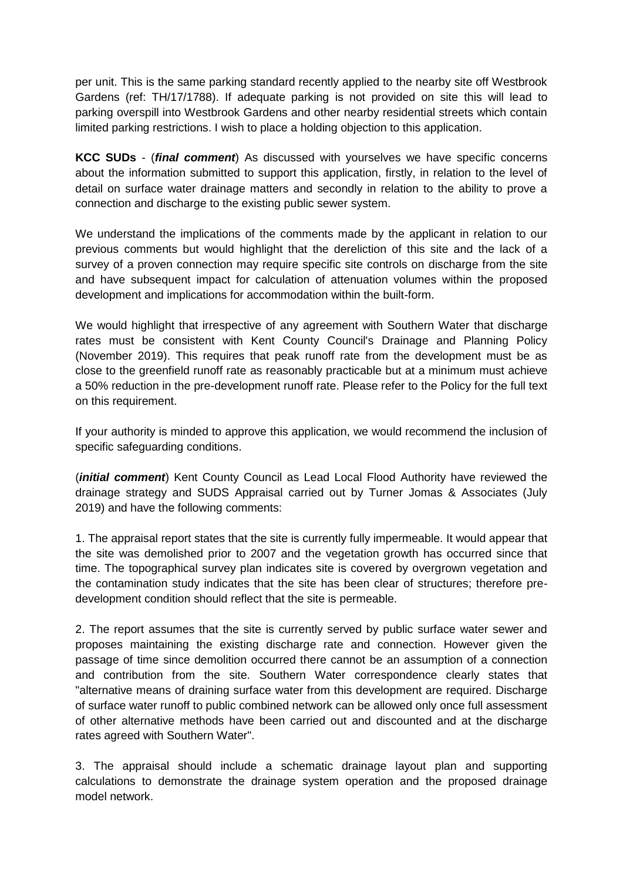per unit. This is the same parking standard recently applied to the nearby site off Westbrook Gardens (ref: TH/17/1788). If adequate parking is not provided on site this will lead to parking overspill into Westbrook Gardens and other nearby residential streets which contain limited parking restrictions. I wish to place a holding objection to this application.

**KCC SUDs** - (***final comment***) As discussed with yourselves we have specific concerns about the information submitted to support this application, firstly, in relation to the level of detail on surface water drainage matters and secondly in relation to the ability to prove a connection and discharge to the existing public sewer system.

We understand the implications of the comments made by the applicant in relation to our previous comments but would highlight that the dereliction of this site and the lack of a survey of a proven connection may require specific site controls on discharge from the site and have subsequent impact for calculation of attenuation volumes within the proposed development and implications for accommodation within the built-form.

We would highlight that irrespective of any agreement with Southern Water that discharge rates must be consistent with Kent County Council's Drainage and Planning Policy (November 2019). This requires that peak runoff rate from the development must be as close to the greenfield runoff rate as reasonably practicable but at a minimum must achieve a 50% reduction in the pre-development runoff rate. Please refer to the Policy for the full text on this requirement.

If your authority is minded to approve this application, we would recommend the inclusion of specific safeguarding conditions.

(***initial comment***) Kent County Council as Lead Local Flood Authority have reviewed the drainage strategy and SUDS Appraisal carried out by Turner Jomas & Associates (July 2019) and have the following comments:

1. The appraisal report states that the site is currently fully impermeable. It would appear that the site was demolished prior to 2007 and the vegetation growth has occurred since that time. The topographical survey plan indicates site is covered by overgrown vegetation and the contamination study indicates that the site has been clear of structures; therefore pre-development condition should reflect that the site is permeable.

2. The report assumes that the site is currently served by public surface water sewer and proposes maintaining the existing discharge rate and connection. However given the passage of time since demolition occurred there cannot be an assumption of a connection and contribution from the site. Southern Water correspondence clearly states that "alternative means of draining surface water from this development are required. Discharge of surface water runoff to public combined network can be allowed only once full assessment of other alternative methods have been carried out and discounted and at the discharge rates agreed with Southern Water".

3. The appraisal should include a schematic drainage layout plan and supporting calculations to demonstrate the drainage system operation and the proposed drainage model network.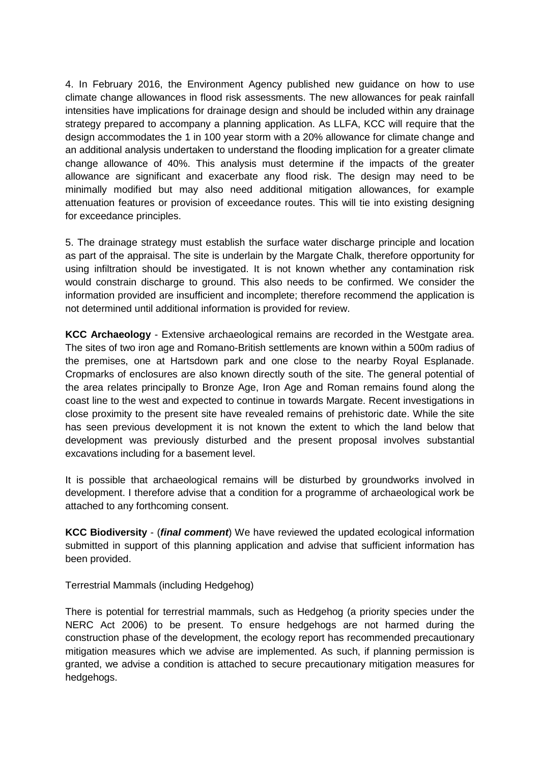4. In February 2016, the Environment Agency published new guidance on how to use climate change allowances in flood risk assessments. The new allowances for peak rainfall intensities have implications for drainage design and should be included within any drainage strategy prepared to accompany a planning application. As LLFA, KCC will require that the design accommodates the 1 in 100 year storm with a 20% allowance for climate change and an additional analysis undertaken to understand the flooding implication for a greater climate change allowance of 40%. This analysis must determine if the impacts of the greater allowance are significant and exacerbate any flood risk. The design may need to be minimally modified but may also need additional mitigation allowances, for example attenuation features or provision of exceedance routes. This will tie into existing designing for exceedance principles.

5. The drainage strategy must establish the surface water discharge principle and location as part of the appraisal. The site is underlain by the Margate Chalk, therefore opportunity for using infiltration should be investigated. It is not known whether any contamination risk would constrain discharge to ground. This also needs to be confirmed. We consider the information provided are insufficient and incomplete; therefore recommend the application is not determined until additional information is provided for review.

**KCC Archaeology** - Extensive archaeological remains are recorded in the Westgate area. The sites of two iron age and Romano-British settlements are known within a 500m radius of the premises, one at Hartsdown park and one close to the nearby Royal Esplanade. Cropmarks of enclosures are also known directly south of the site. The general potential of the area relates principally to Bronze Age, Iron Age and Roman remains found along the coast line to the west and expected to continue in towards Margate. Recent investigations in close proximity to the present site have revealed remains of prehistoric date. While the site has seen previous development it is not known the extent to which the land below that development was previously disturbed and the present proposal involves substantial excavations including for a basement level.

It is possible that archaeological remains will be disturbed by groundworks involved in development. I therefore advise that a condition for a programme of archaeological work be attached to any forthcoming consent.

**KCC Biodiversity** - (***final comment***) We have reviewed the updated ecological information submitted in support of this planning application and advise that sufficient information has been provided.

Terrestrial Mammals (including Hedgehog)

There is potential for terrestrial mammals, such as Hedgehog (a priority species under the NERC Act 2006) to be present. To ensure hedgehogs are not harmed during the construction phase of the development, the ecology report has recommended precautionary mitigation measures which we advise are implemented. As such, if planning permission is granted, we advise a condition is attached to secure precautionary mitigation measures for hedgehogs.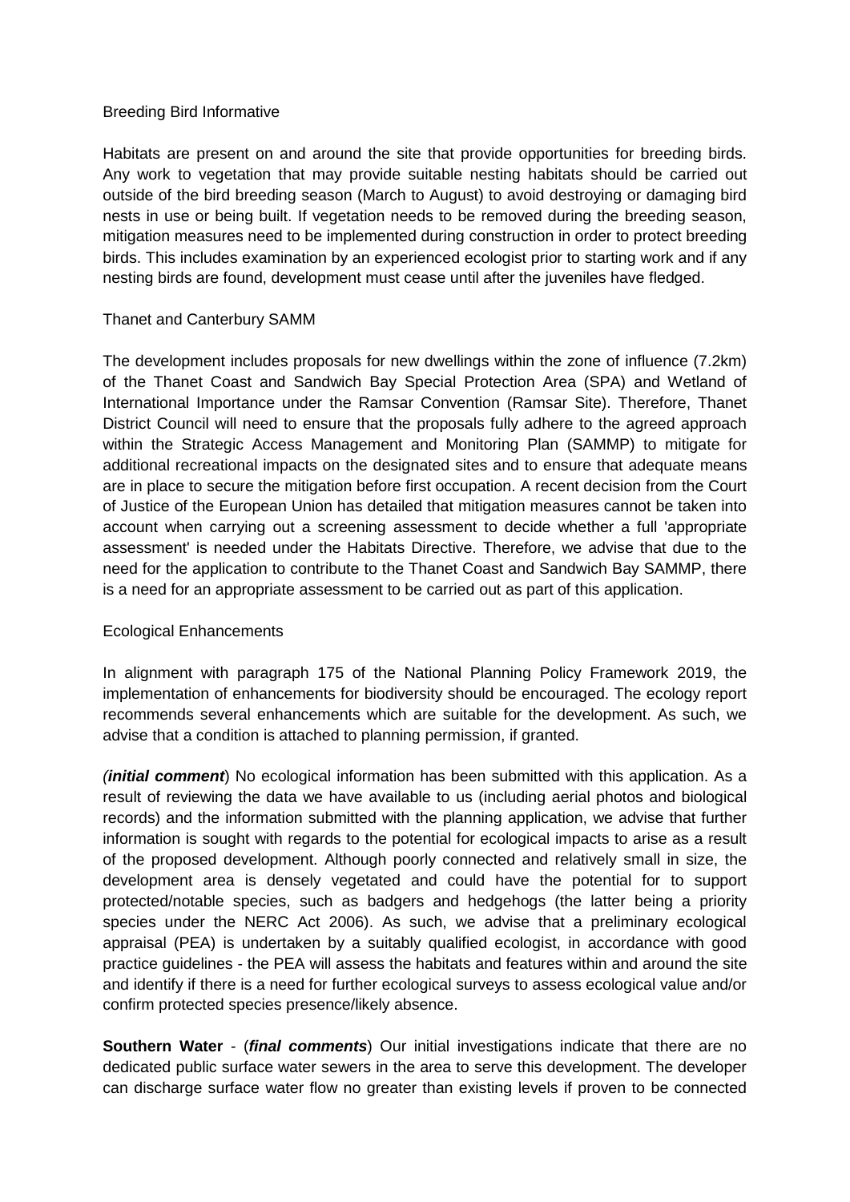Breeding Bird Informative

Habitats are present on and around the site that provide opportunities for breeding birds. Any work to vegetation that may provide suitable nesting habitats should be carried out outside of the bird breeding season (March to August) to avoid destroying or damaging bird nests in use or being built. If vegetation needs to be removed during the breeding season, mitigation measures need to be implemented during construction in order to protect breeding birds. This includes examination by an experienced ecologist prior to starting work and if any nesting birds are found, development must cease until after the juveniles have fledged.

Thanet and Canterbury SAMM

The development includes proposals for new dwellings within the zone of influence (7.2km) of the Thanet Coast and Sandwich Bay Special Protection Area (SPA) and Wetland of International Importance under the Ramsar Convention (Ramsar Site). Therefore, Thanet District Council will need to ensure that the proposals fully adhere to the agreed approach within the Strategic Access Management and Monitoring Plan (SAMMP) to mitigate for additional recreational impacts on the designated sites and to ensure that adequate means are in place to secure the mitigation before first occupation. A recent decision from the Court of Justice of the European Union has detailed that mitigation measures cannot be taken into account when carrying out a screening assessment to decide whether a full 'appropriate assessment' is needed under the Habitats Directive. Therefore, we advise that due to the need for the application to contribute to the Thanet Coast and Sandwich Bay SAMMP, there is a need for an appropriate assessment to be carried out as part of this application.

Ecological Enhancements

In alignment with paragraph 175 of the National Planning Policy Framework 2019, the implementation of enhancements for biodiversity should be encouraged. The ecology report recommends several enhancements which are suitable for the development. As such, we advise that a condition is attached to planning permission, if granted.

(***initial comment***) No ecological information has been submitted with this application. As a result of reviewing the data we have available to us (including aerial photos and biological records) and the information submitted with the planning application, we advise that further information is sought with regards to the potential for ecological impacts to arise as a result of the proposed development. Although poorly connected and relatively small in size, the development area is densely vegetated and could have the potential for to support protected/notable species, such as badgers and hedgehogs (the latter being a priority species under the NERC Act 2006). As such, we advise that a preliminary ecological appraisal (PEA) is undertaken by a suitably qualified ecologist, in accordance with good practice guidelines - the PEA will assess the habitats and features within and around the site and identify if there is a need for further ecological surveys to assess ecological value and/or confirm protected species presence/likely absence.

**Southern Water** - (***final comments***) Our initial investigations indicate that there are no dedicated public surface water sewers in the area to serve this development. The developer can discharge surface water flow no greater than existing levels if proven to be connected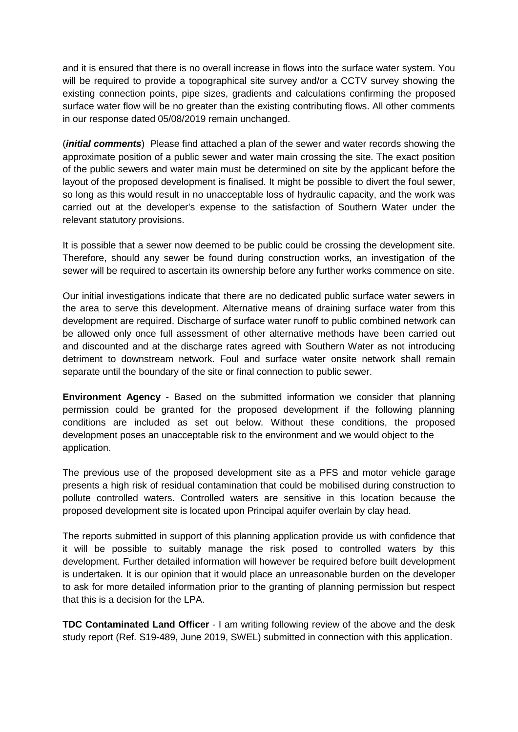and it is ensured that there is no overall increase in flows into the surface water system. You will be required to provide a topographical site survey and/or a CCTV survey showing the existing connection points, pipe sizes, gradients and calculations confirming the proposed surface water flow will be no greater than the existing contributing flows. All other comments in our response dated 05/08/2019 remain unchanged.

(***initial comments***) Please find attached a plan of the sewer and water records showing the approximate position of a public sewer and water main crossing the site. The exact position of the public sewers and water main must be determined on site by the applicant before the layout of the proposed development is finalised. It might be possible to divert the foul sewer, so long as this would result in no unacceptable loss of hydraulic capacity, and the work was carried out at the developer's expense to the satisfaction of Southern Water under the relevant statutory provisions.

It is possible that a sewer now deemed to be public could be crossing the development site. Therefore, should any sewer be found during construction works, an investigation of the sewer will be required to ascertain its ownership before any further works commence on site.

Our initial investigations indicate that there are no dedicated public surface water sewers in the area to serve this development. Alternative means of draining surface water from this development are required. Discharge of surface water runoff to public combined network can be allowed only once full assessment of other alternative methods have been carried out and discounted and at the discharge rates agreed with Southern Water as not introducing detriment to downstream network. Foul and surface water onsite network shall remain separate until the boundary of the site or final connection to public sewer.

**Environment Agency** - Based on the submitted information we consider that planning permission could be granted for the proposed development if the following planning conditions are included as set out below. Without these conditions, the proposed development poses an unacceptable risk to the environment and we would object to the application.

The previous use of the proposed development site as a PFS and motor vehicle garage presents a high risk of residual contamination that could be mobilised during construction to pollute controlled waters. Controlled waters are sensitive in this location because the proposed development site is located upon Principal aquifer overlain by clay head.

The reports submitted in support of this planning application provide us with confidence that it will be possible to suitably manage the risk posed to controlled waters by this development. Further detailed information will however be required before built development is undertaken. It is our opinion that it would place an unreasonable burden on the developer to ask for more detailed information prior to the granting of planning permission but respect that this is a decision for the LPA.

**TDC Contaminated Land Officer** - I am writing following review of the above and the desk study report (Ref. S19-489, June 2019, SWEL) submitted in connection with this application.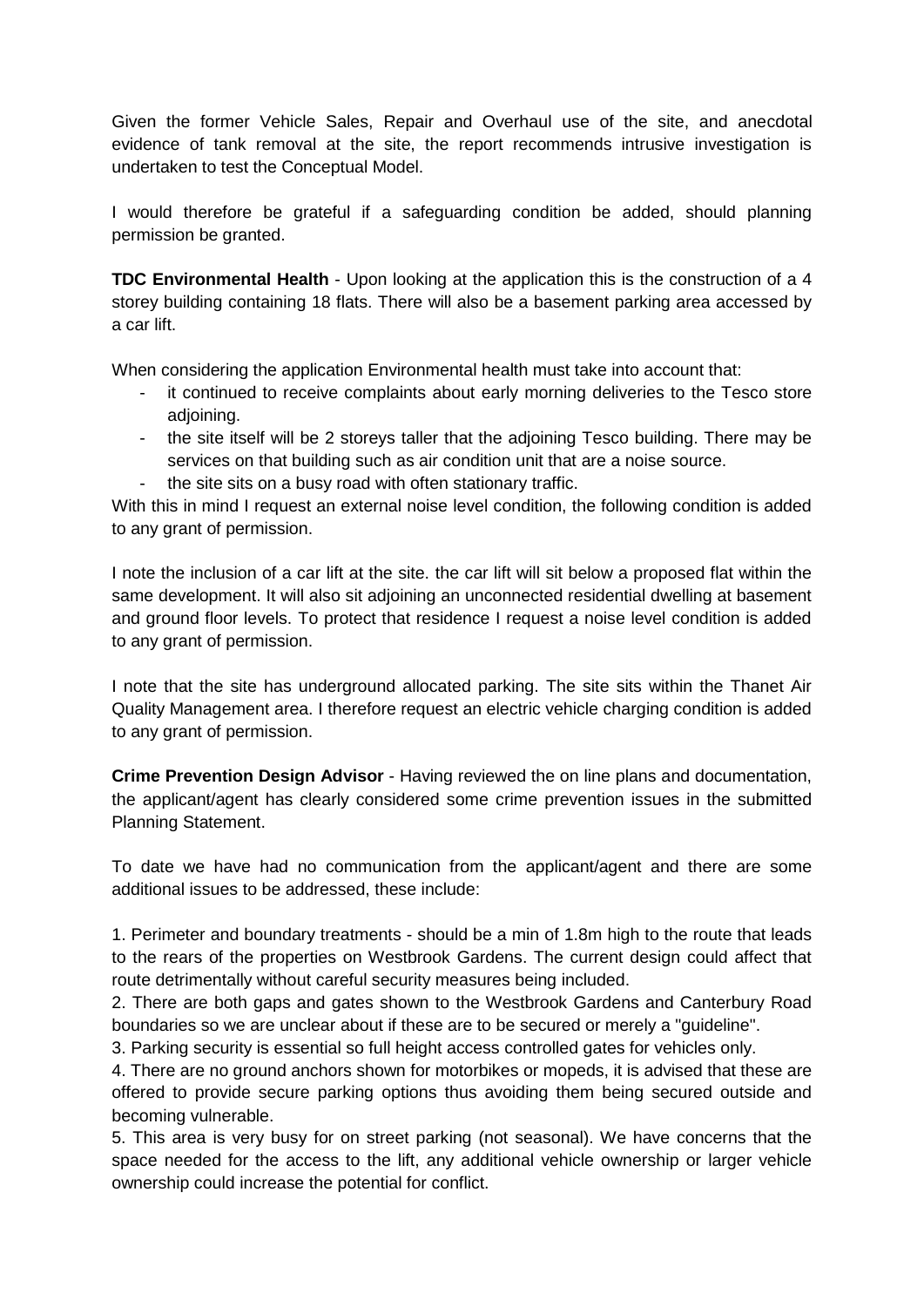Given the former Vehicle Sales, Repair and Overhaul use of the site, and anecdotal evidence of tank removal at the site, the report recommends intrusive investigation is undertaken to test the Conceptual Model.

I would therefore be grateful if a safeguarding condition be added, should planning permission be granted.

**TDC Environmental Health** - Upon looking at the application this is the construction of a 4 storey building containing 18 flats. There will also be a basement parking area accessed by a car lift.

When considering the application Environmental health must take into account that:

- it continued to receive complaints about early morning deliveries to the Tesco store adjoining.
- the site itself will be 2 storeys taller that the adjoining Tesco building. There may be services on that building such as air condition unit that are a noise source.
- the site sits on a busy road with often stationary traffic.

With this in mind I request an external noise level condition, the following condition is added to any grant of permission.

I note the inclusion of a car lift at the site. the car lift will sit below a proposed flat within the same development. It will also sit adjoining an unconnected residential dwelling at basement and ground floor levels. To protect that residence I request a noise level condition is added to any grant of permission.

I note that the site has underground allocated parking. The site sits within the Thanet Air Quality Management area. I therefore request an electric vehicle charging condition is added to any grant of permission.

**Crime Prevention Design Advisor** - Having reviewed the on line plans and documentation, the applicant/agent has clearly considered some crime prevention issues in the submitted Planning Statement.

To date we have had no communication from the applicant/agent and there are some additional issues to be addressed, these include:

1. Perimeter and boundary treatments - should be a min of 1.8m high to the route that leads to the rears of the properties on Westbrook Gardens. The current design could affect that route detrimentally without careful security measures being included.
2. There are both gaps and gates shown to the Westbrook Gardens and Canterbury Road boundaries so we are unclear about if these are to be secured or merely a "guideline".
3. Parking security is essential so full height access controlled gates for vehicles only.
4. There are no ground anchors shown for motorbikes or mopeds, it is advised that these are offered to provide secure parking options thus avoiding them being secured outside and becoming vulnerable.
5. This area is very busy for on street parking (not seasonal). We have concerns that the space needed for the access to the lift, any additional vehicle ownership or larger vehicle ownership could increase the potential for conflict.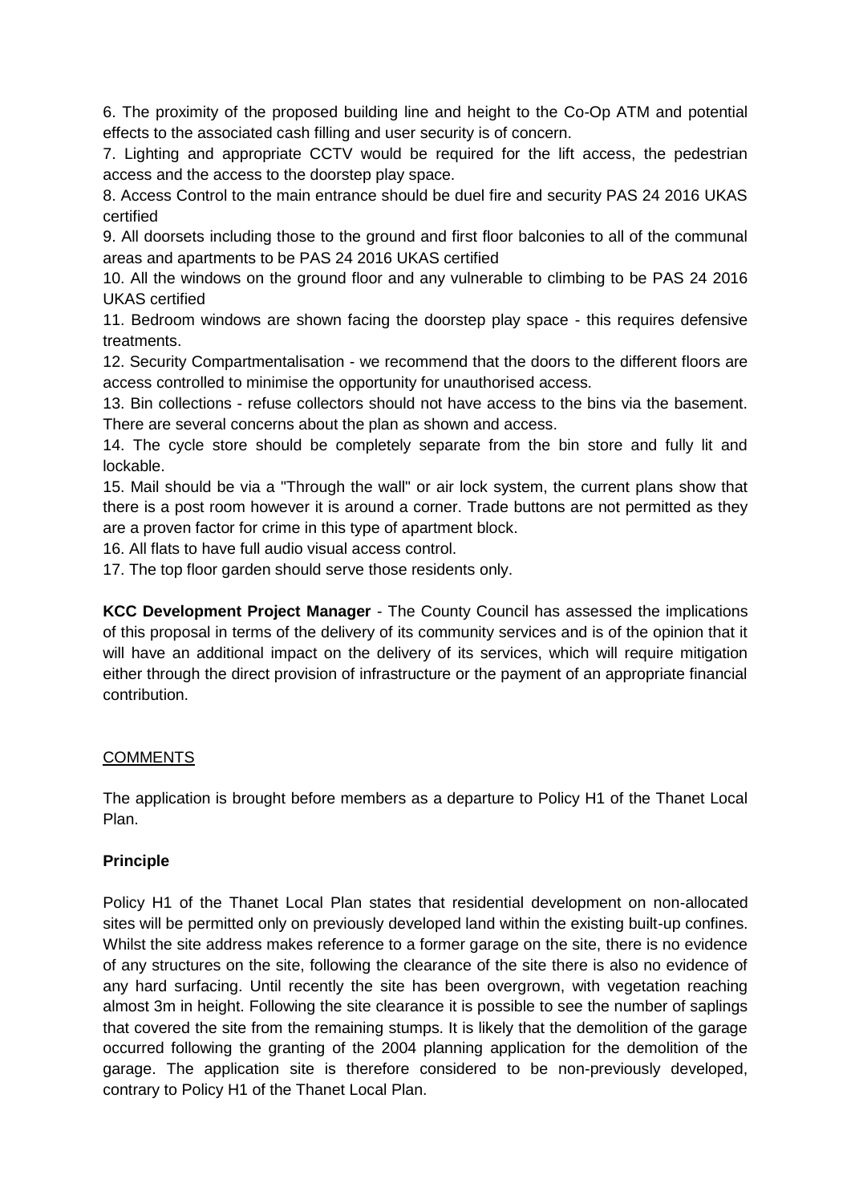6. The proximity of the proposed building line and height to the Co-Op ATM and potential effects to the associated cash filling and user security is of concern.

7. Lighting and appropriate CCTV would be required for the lift access, the pedestrian access and the access to the doorstep play space.

8. Access Control to the main entrance should be duel fire and security PAS 24 2016 UKAS certified

9. All doorsets including those to the ground and first floor balconies to all of the communal areas and apartments to be PAS 24 2016 UKAS certified

10. All the windows on the ground floor and any vulnerable to climbing to be PAS 24 2016 UKAS certified

11. Bedroom windows are shown facing the doorstep play space - this requires defensive treatments.

12. Security Compartmentalisation - we recommend that the doors to the different floors are access controlled to minimise the opportunity for unauthorised access.

13. Bin collections - refuse collectors should not have access to the bins via the basement. There are several concerns about the plan as shown and access.

14. The cycle store should be completely separate from the bin store and fully lit and lockable.

15. Mail should be via a "Through the wall" or air lock system, the current plans show that there is a post room however it is around a corner. Trade buttons are not permitted as they are a proven factor for crime in this type of apartment block.

16. All flats to have full audio visual access control.

17. The top floor garden should serve those residents only.

**KCC Development Project Manager** - The County Council has assessed the implications of this proposal in terms of the delivery of its community services and is of the opinion that it will have an additional impact on the delivery of its services, which will require mitigation either through the direct provision of infrastructure or the payment of an appropriate financial contribution.

COMMENTS

The application is brought before members as a departure to Policy H1 of the Thanet Local Plan.

**Principle**

Policy H1 of the Thanet Local Plan states that residential development on non-allocated sites will be permitted only on previously developed land within the existing built-up confines. Whilst the site address makes reference to a former garage on the site, there is no evidence of any structures on the site, following the clearance of the site there is also no evidence of any hard surfacing. Until recently the site has been overgrown, with vegetation reaching almost 3m in height. Following the site clearance it is possible to see the number of saplings that covered the site from the remaining stumps. It is likely that the demolition of the garage occurred following the granting of the 2004 planning application for the demolition of the garage. The application site is therefore considered to be non-previously developed, contrary to Policy H1 of the Thanet Local Plan.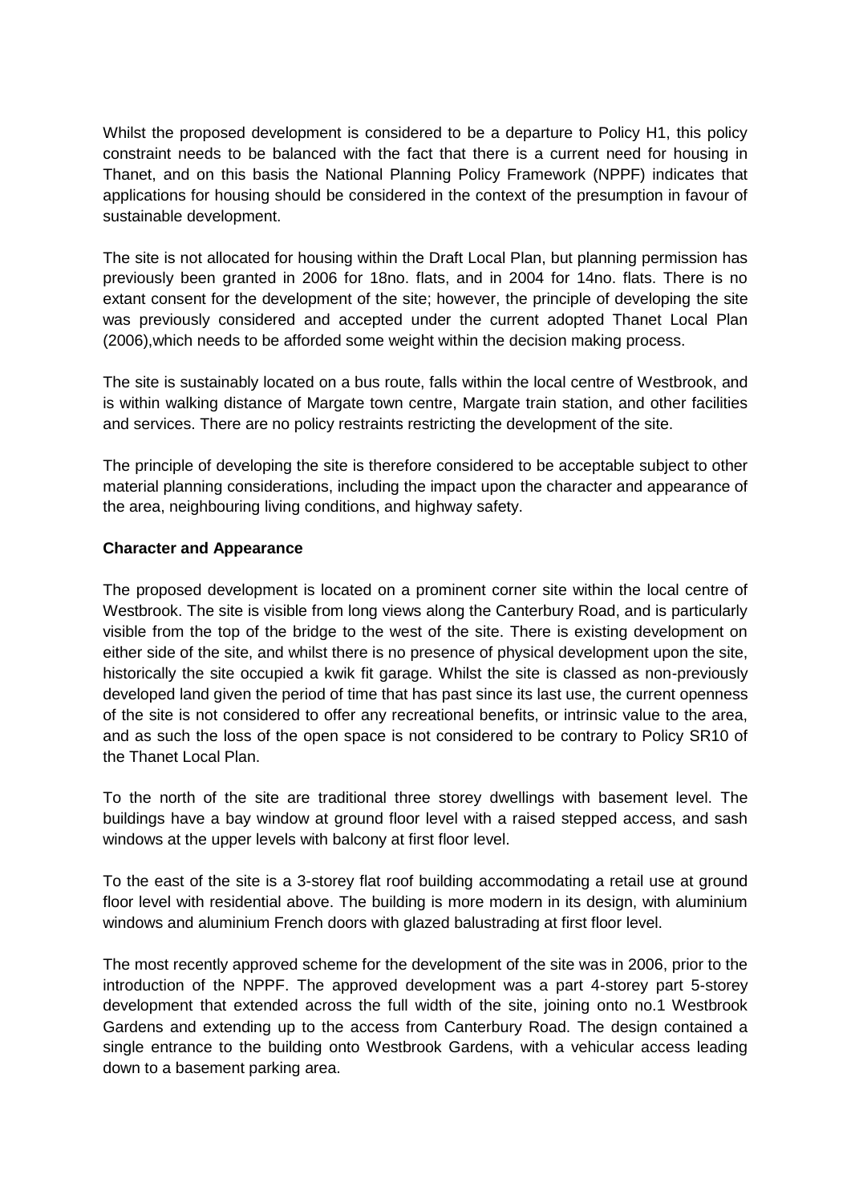Whilst the proposed development is considered to be a departure to Policy H1, this policy constraint needs to be balanced with the fact that there is a current need for housing in Thanet, and on this basis the National Planning Policy Framework (NPPF) indicates that applications for housing should be considered in the context of the presumption in favour of sustainable development.

The site is not allocated for housing within the Draft Local Plan, but planning permission has previously been granted in 2006 for 18no. flats, and in 2004 for 14no. flats. There is no extant consent for the development of the site; however, the principle of developing the site was previously considered and accepted under the current adopted Thanet Local Plan (2006),which needs to be afforded some weight within the decision making process.

The site is sustainably located on a bus route, falls within the local centre of Westbrook, and is within walking distance of Margate town centre, Margate train station, and other facilities and services. There are no policy restraints restricting the development of the site.

The principle of developing the site is therefore considered to be acceptable subject to other material planning considerations, including the impact upon the character and appearance of the area, neighbouring living conditions, and highway safety.

**Character and Appearance**

The proposed development is located on a prominent corner site within the local centre of Westbrook. The site is visible from long views along the Canterbury Road, and is particularly visible from the top of the bridge to the west of the site. There is existing development on either side of the site, and whilst there is no presence of physical development upon the site, historically the site occupied a kwik fit garage. Whilst the site is classed as non-previously developed land given the period of time that has past since its last use, the current openness of the site is not considered to offer any recreational benefits, or intrinsic value to the area, and as such the loss of the open space is not considered to be contrary to Policy SR10 of the Thanet Local Plan.

To the north of the site are traditional three storey dwellings with basement level. The buildings have a bay window at ground floor level with a raised stepped access, and sash windows at the upper levels with balcony at first floor level.

To the east of the site is a 3-storey flat roof building accommodating a retail use at ground floor level with residential above. The building is more modern in its design, with aluminium windows and aluminium French doors with glazed balustrading at first floor level.

The most recently approved scheme for the development of the site was in 2006, prior to the introduction of the NPPF. The approved development was a part 4-storey part 5-storey development that extended across the full width of the site, joining onto no.1 Westbrook Gardens and extending up to the access from Canterbury Road. The design contained a single entrance to the building onto Westbrook Gardens, with a vehicular access leading down to a basement parking area.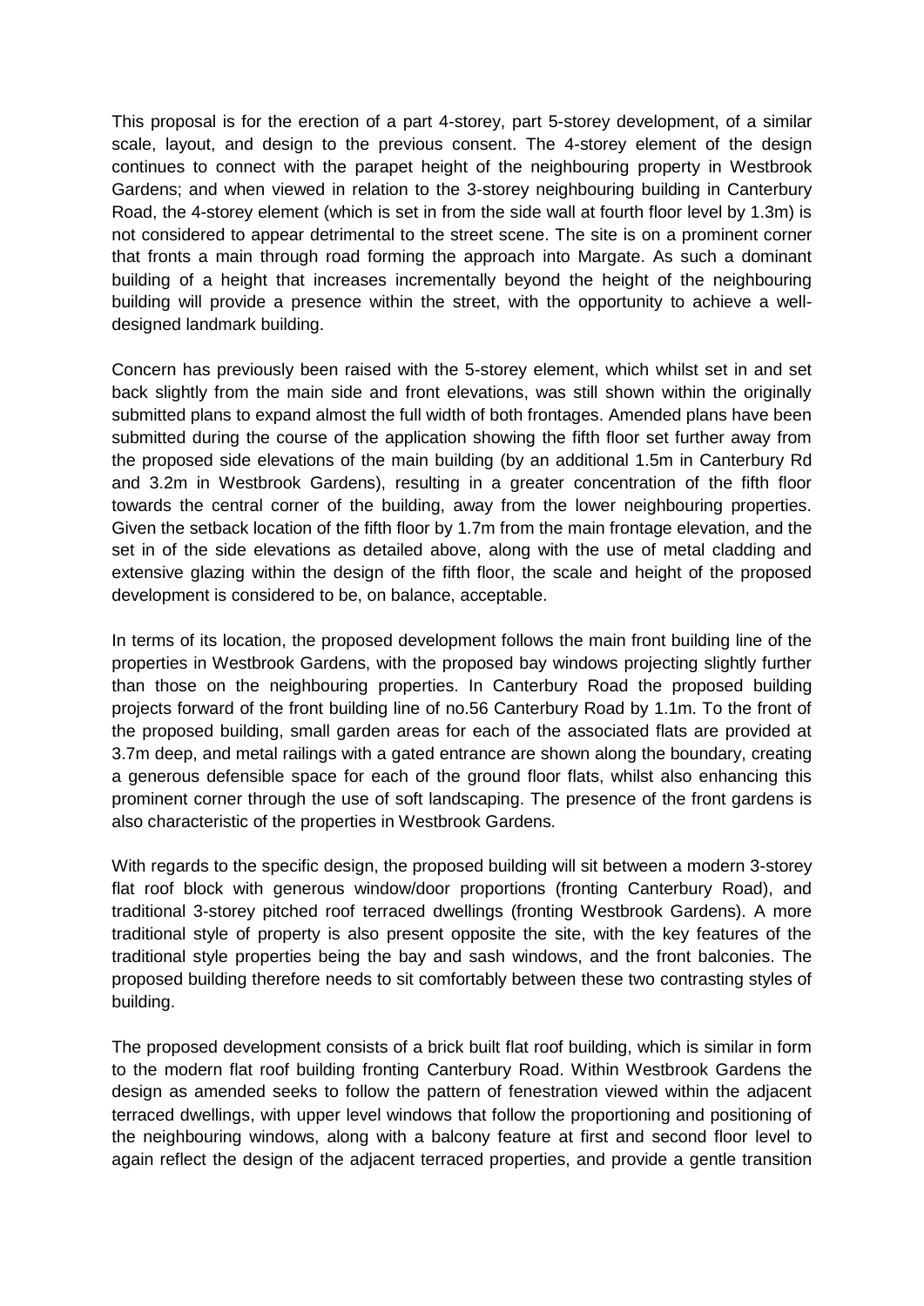This proposal is for the erection of a part 4-storey, part 5-storey development, of a similar scale, layout, and design to the previous consent. The 4-storey element of the design continues to connect with the parapet height of the neighbouring property in Westbrook Gardens; and when viewed in relation to the 3-storey neighbouring building in Canterbury Road, the 4-storey element (which is set in from the side wall at fourth floor level by 1.3m) is not considered to appear detrimental to the street scene. The site is on a prominent corner that fronts a main through road forming the approach into Margate. As such a dominant building of a height that increases incrementally beyond the height of the neighbouring building will provide a presence within the street, with the opportunity to achieve a well-designed landmark building.

Concern has previously been raised with the 5-storey element, which whilst set in and set back slightly from the main side and front elevations, was still shown within the originally submitted plans to expand almost the full width of both frontages. Amended plans have been submitted during the course of the application showing the fifth floor set further away from the proposed side elevations of the main building (by an additional 1.5m in Canterbury Rd and 3.2m in Westbrook Gardens), resulting in a greater concentration of the fifth floor towards the central corner of the building, away from the lower neighbouring properties. Given the setback location of the fifth floor by 1.7m from the main frontage elevation, and the set in of the side elevations as detailed above, along with the use of metal cladding and extensive glazing within the design of the fifth floor, the scale and height of the proposed development is considered to be, on balance, acceptable.

In terms of its location, the proposed development follows the main front building line of the properties in Westbrook Gardens, with the proposed bay windows projecting slightly further than those on the neighbouring properties. In Canterbury Road the proposed building projects forward of the front building line of no.56 Canterbury Road by 1.1m. To the front of the proposed building, small garden areas for each of the associated flats are provided at 3.7m deep, and metal railings with a gated entrance are shown along the boundary, creating a generous defensible space for each of the ground floor flats, whilst also enhancing this prominent corner through the use of soft landscaping. The presence of the front gardens is also characteristic of the properties in Westbrook Gardens.

With regards to the specific design, the proposed building will sit between a modern 3-storey flat roof block with generous window/door proportions (fronting Canterbury Road), and traditional 3-storey pitched roof terraced dwellings (fronting Westbrook Gardens). A more traditional style of property is also present opposite the site, with the key features of the traditional style properties being the bay and sash windows, and the front balconies. The proposed building therefore needs to sit comfortably between these two contrasting styles of building.

The proposed development consists of a brick built flat roof building, which is similar in form to the modern flat roof building fronting Canterbury Road. Within Westbrook Gardens the design as amended seeks to follow the pattern of fenestration viewed within the adjacent terraced dwellings, with upper level windows that follow the proportioning and positioning of the neighbouring windows, along with a balcony feature at first and second floor level to again reflect the design of the adjacent terraced properties, and provide a gentle transition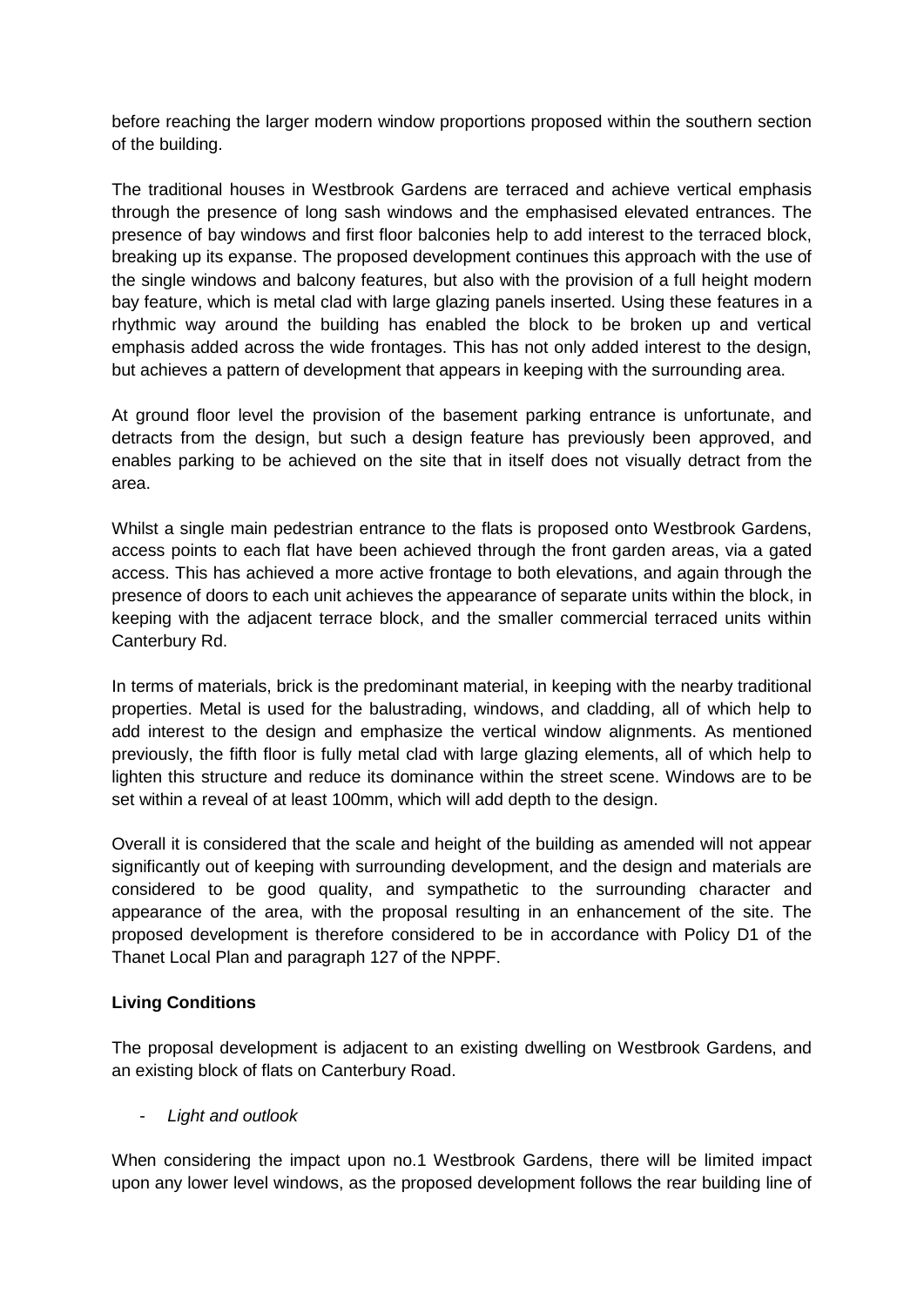before reaching the larger modern window proportions proposed within the southern section of the building.

The traditional houses in Westbrook Gardens are terraced and achieve vertical emphasis through the presence of long sash windows and the emphasised elevated entrances. The presence of bay windows and first floor balconies help to add interest to the terraced block, breaking up its expanse. The proposed development continues this approach with the use of the single windows and balcony features, but also with the provision of a full height modern bay feature, which is metal clad with large glazing panels inserted. Using these features in a rhythmic way around the building has enabled the block to be broken up and vertical emphasis added across the wide frontages. This has not only added interest to the design, but achieves a pattern of development that appears in keeping with the surrounding area.

At ground floor level the provision of the basement parking entrance is unfortunate, and detracts from the design, but such a design feature has previously been approved, and enables parking to be achieved on the site that in itself does not visually detract from the area.

Whilst a single main pedestrian entrance to the flats is proposed onto Westbrook Gardens, access points to each flat have been achieved through the front garden areas, via a gated access. This has achieved a more active frontage to both elevations, and again through the presence of doors to each unit achieves the appearance of separate units within the block, in keeping with the adjacent terrace block, and the smaller commercial terraced units within Canterbury Rd.

In terms of materials, brick is the predominant material, in keeping with the nearby traditional properties. Metal is used for the balustrading, windows, and cladding, all of which help to add interest to the design and emphasize the vertical window alignments. As mentioned previously, the fifth floor is fully metal clad with large glazing elements, all of which help to lighten this structure and reduce its dominance within the street scene. Windows are to be set within a reveal of at least 100mm, which will add depth to the design.

Overall it is considered that the scale and height of the building as amended will not appear significantly out of keeping with surrounding development, and the design and materials are considered to be good quality, and sympathetic to the surrounding character and appearance of the area, with the proposal resulting in an enhancement of the site. The proposed development is therefore considered to be in accordance with Policy D1 of the Thanet Local Plan and paragraph 127 of the NPPF.

**Living Conditions**

The proposal development is adjacent to an existing dwelling on Westbrook Gardens, and an existing block of flats on Canterbury Road.

- *Light and outlook*

When considering the impact upon no.1 Westbrook Gardens, there will be limited impact upon any lower level windows, as the proposed development follows the rear building line of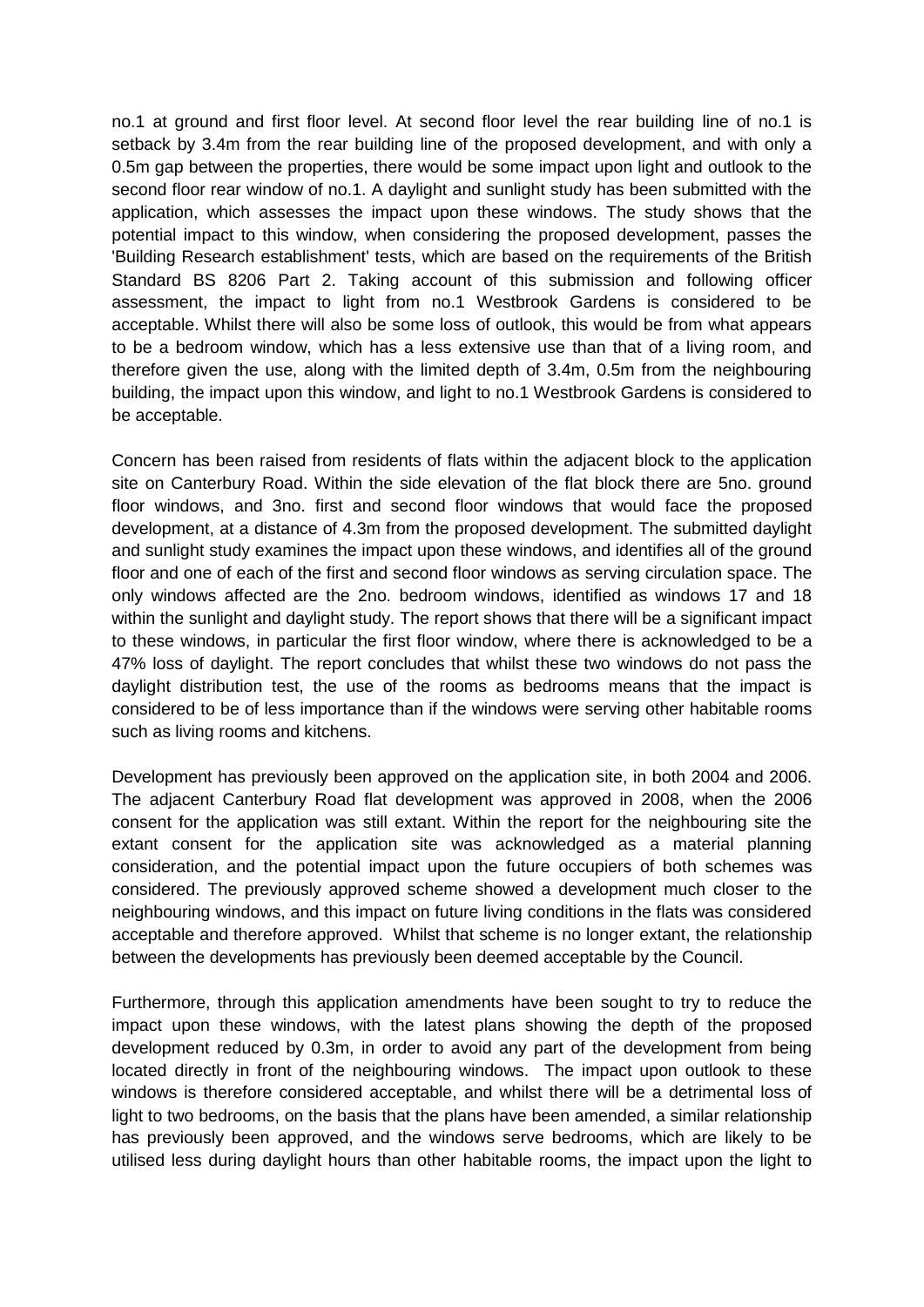no.1 at ground and first floor level. At second floor level the rear building line of no.1 is setback by 3.4m from the rear building line of the proposed development, and with only a 0.5m gap between the properties, there would be some impact upon light and outlook to the second floor rear window of no.1. A daylight and sunlight study has been submitted with the application, which assesses the impact upon these windows. The study shows that the potential impact to this window, when considering the proposed development, passes the 'Building Research establishment' tests, which are based on the requirements of the British Standard BS 8206 Part 2. Taking account of this submission and following officer assessment, the impact to light from no.1 Westbrook Gardens is considered to be acceptable. Whilst there will also be some loss of outlook, this would be from what appears to be a bedroom window, which has a less extensive use than that of a living room, and therefore given the use, along with the limited depth of 3.4m, 0.5m from the neighbouring building, the impact upon this window, and light to no.1 Westbrook Gardens is considered to be acceptable.

Concern has been raised from residents of flats within the adjacent block to the application site on Canterbury Road. Within the side elevation of the flat block there are 5no. ground floor windows, and 3no. first and second floor windows that would face the proposed development, at a distance of 4.3m from the proposed development. The submitted daylight and sunlight study examines the impact upon these windows, and identifies all of the ground floor and one of each of the first and second floor windows as serving circulation space. The only windows affected are the 2no. bedroom windows, identified as windows 17 and 18 within the sunlight and daylight study. The report shows that there will be a significant impact to these windows, in particular the first floor window, where there is acknowledged to be a 47% loss of daylight. The report concludes that whilst these two windows do not pass the daylight distribution test, the use of the rooms as bedrooms means that the impact is considered to be of less importance than if the windows were serving other habitable rooms such as living rooms and kitchens.

Development has previously been approved on the application site, in both 2004 and 2006. The adjacent Canterbury Road flat development was approved in 2008, when the 2006 consent for the application was still extant. Within the report for the neighbouring site the extant consent for the application site was acknowledged as a material planning consideration, and the potential impact upon the future occupiers of both schemes was considered. The previously approved scheme showed a development much closer to the neighbouring windows, and this impact on future living conditions in the flats was considered acceptable and therefore approved. Whilst that scheme is no longer extant, the relationship between the developments has previously been deemed acceptable by the Council.

Furthermore, through this application amendments have been sought to try to reduce the impact upon these windows, with the latest plans showing the depth of the proposed development reduced by 0.3m, in order to avoid any part of the development from being located directly in front of the neighbouring windows. The impact upon outlook to these windows is therefore considered acceptable, and whilst there will be a detrimental loss of light to two bedrooms, on the basis that the plans have been amended, a similar relationship has previously been approved, and the windows serve bedrooms, which are likely to be utilised less during daylight hours than other habitable rooms, the impact upon the light to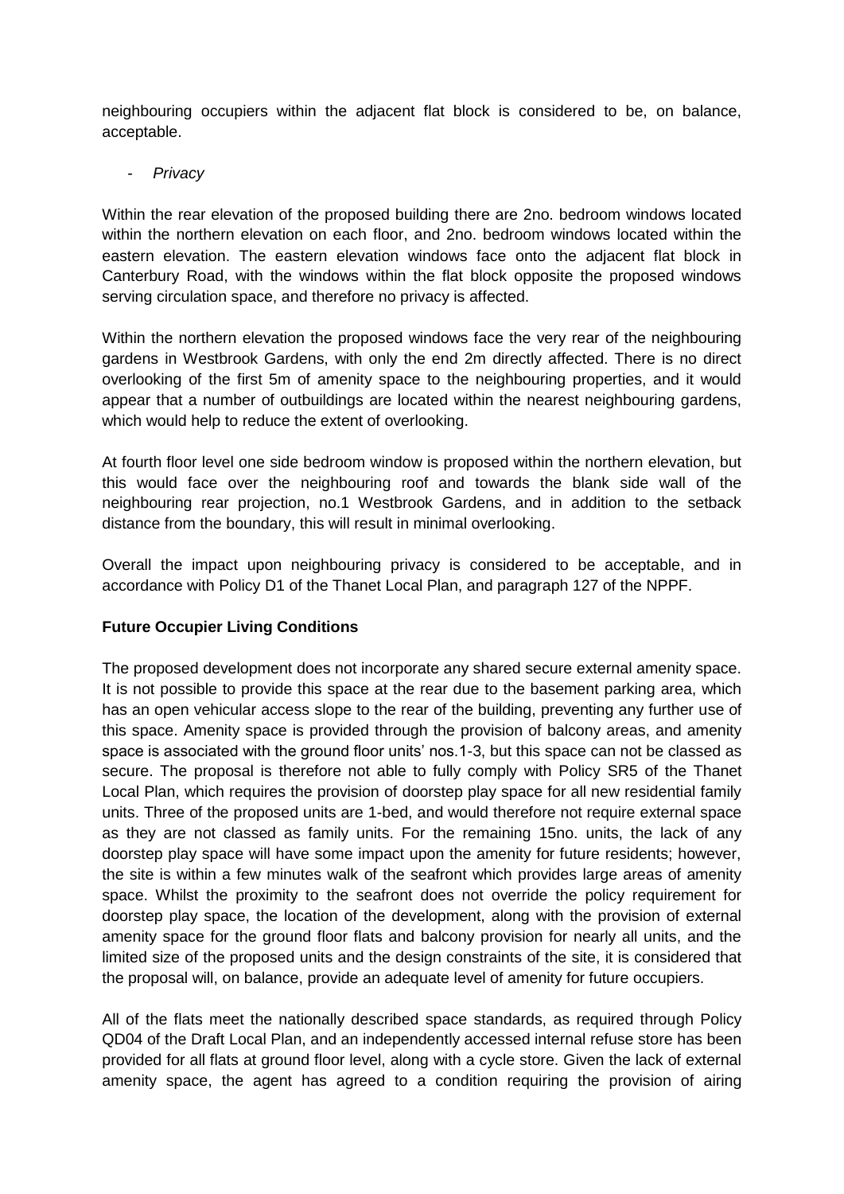neighbouring occupiers within the adjacent flat block is considered to be, on balance, acceptable.

- *Privacy*

Within the rear elevation of the proposed building there are 2no. bedroom windows located within the northern elevation on each floor, and 2no. bedroom windows located within the eastern elevation. The eastern elevation windows face onto the adjacent flat block in Canterbury Road, with the windows within the flat block opposite the proposed windows serving circulation space, and therefore no privacy is affected.

Within the northern elevation the proposed windows face the very rear of the neighbouring gardens in Westbrook Gardens, with only the end 2m directly affected. There is no direct overlooking of the first 5m of amenity space to the neighbouring properties, and it would appear that a number of outbuildings are located within the nearest neighbouring gardens, which would help to reduce the extent of overlooking.

At fourth floor level one side bedroom window is proposed within the northern elevation, but this would face over the neighbouring roof and towards the blank side wall of the neighbouring rear projection, no.1 Westbrook Gardens, and in addition to the setback distance from the boundary, this will result in minimal overlooking.

Overall the impact upon neighbouring privacy is considered to be acceptable, and in accordance with Policy D1 of the Thanet Local Plan, and paragraph 127 of the NPPF.

**Future Occupier Living Conditions**

The proposed development does not incorporate any shared secure external amenity space. It is not possible to provide this space at the rear due to the basement parking area, which has an open vehicular access slope to the rear of the building, preventing any further use of this space. Amenity space is provided through the provision of balcony areas, and amenity space is associated with the ground floor units' nos.1-3, but this space can not be classed as secure. The proposal is therefore not able to fully comply with Policy SR5 of the Thanet Local Plan, which requires the provision of doorstep play space for all new residential family units. Three of the proposed units are 1-bed, and would therefore not require external space as they are not classed as family units. For the remaining 15no. units, the lack of any doorstep play space will have some impact upon the amenity for future residents; however, the site is within a few minutes walk of the seafront which provides large areas of amenity space. Whilst the proximity to the seafront does not override the policy requirement for doorstep play space, the location of the development, along with the provision of external amenity space for the ground floor flats and balcony provision for nearly all units, and the limited size of the proposed units and the design constraints of the site, it is considered that the proposal will, on balance, provide an adequate level of amenity for future occupiers.

All of the flats meet the nationally described space standards, as required through Policy QD04 of the Draft Local Plan, and an independently accessed internal refuse store has been provided for all flats at ground floor level, along with a cycle store. Given the lack of external amenity space, the agent has agreed to a condition requiring the provision of airing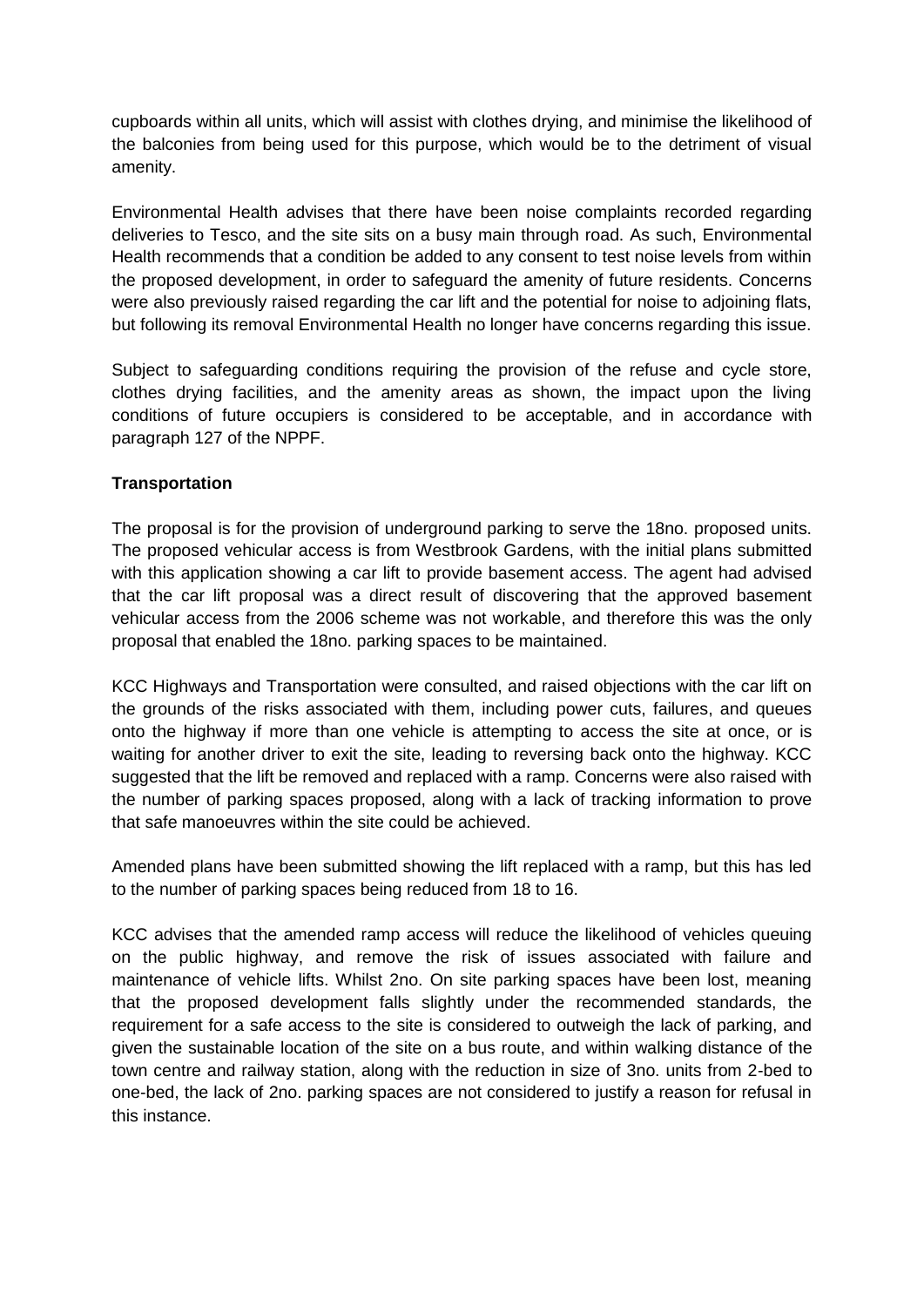cupboards within all units, which will assist with clothes drying, and minimise the likelihood of the balconies from being used for this purpose, which would be to the detriment of visual amenity.

Environmental Health advises that there have been noise complaints recorded regarding deliveries to Tesco, and the site sits on a busy main through road. As such, Environmental Health recommends that a condition be added to any consent to test noise levels from within the proposed development, in order to safeguard the amenity of future residents. Concerns were also previously raised regarding the car lift and the potential for noise to adjoining flats, but following its removal Environmental Health no longer have concerns regarding this issue.

Subject to safeguarding conditions requiring the provision of the refuse and cycle store, clothes drying facilities, and the amenity areas as shown, the impact upon the living conditions of future occupiers is considered to be acceptable, and in accordance with paragraph 127 of the NPPF.

**Transportation**

The proposal is for the provision of underground parking to serve the 18no. proposed units. The proposed vehicular access is from Westbrook Gardens, with the initial plans submitted with this application showing a car lift to provide basement access. The agent had advised that the car lift proposal was a direct result of discovering that the approved basement vehicular access from the 2006 scheme was not workable, and therefore this was the only proposal that enabled the 18no. parking spaces to be maintained.

KCC Highways and Transportation were consulted, and raised objections with the car lift on the grounds of the risks associated with them, including power cuts, failures, and queues onto the highway if more than one vehicle is attempting to access the site at once, or is waiting for another driver to exit the site, leading to reversing back onto the highway. KCC suggested that the lift be removed and replaced with a ramp. Concerns were also raised with the number of parking spaces proposed, along with a lack of tracking information to prove that safe manoeuvres within the site could be achieved.

Amended plans have been submitted showing the lift replaced with a ramp, but this has led to the number of parking spaces being reduced from 18 to 16.

KCC advises that the amended ramp access will reduce the likelihood of vehicles queuing on the public highway, and remove the risk of issues associated with failure and maintenance of vehicle lifts. Whilst 2no. On site parking spaces have been lost, meaning that the proposed development falls slightly under the recommended standards, the requirement for a safe access to the site is considered to outweigh the lack of parking, and given the sustainable location of the site on a bus route, and within walking distance of the town centre and railway station, along with the reduction in size of 3no. units from 2-bed to one-bed, the lack of 2no. parking spaces are not considered to justify a reason for refusal in this instance.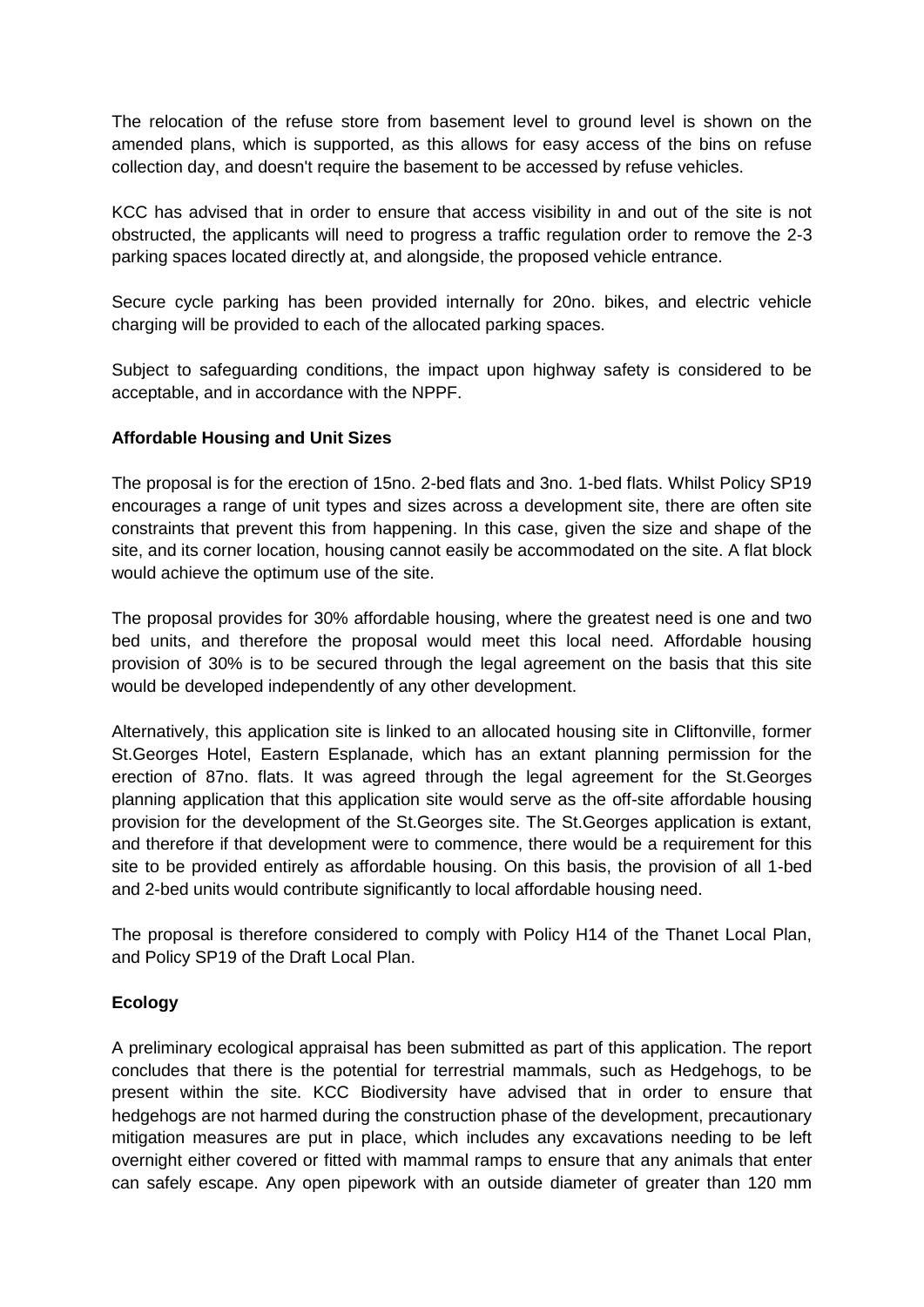The relocation of the refuse store from basement level to ground level is shown on the amended plans, which is supported, as this allows for easy access of the bins on refuse collection day, and doesn't require the basement to be accessed by refuse vehicles.

KCC has advised that in order to ensure that access visibility in and out of the site is not obstructed, the applicants will need to progress a traffic regulation order to remove the 2-3 parking spaces located directly at, and alongside, the proposed vehicle entrance.

Secure cycle parking has been provided internally for 20no. bikes, and electric vehicle charging will be provided to each of the allocated parking spaces.

Subject to safeguarding conditions, the impact upon highway safety is considered to be acceptable, and in accordance with the NPPF.

**Affordable Housing and Unit Sizes**

The proposal is for the erection of 15no. 2-bed flats and 3no. 1-bed flats. Whilst Policy SP19 encourages a range of unit types and sizes across a development site, there are often site constraints that prevent this from happening. In this case, given the size and shape of the site, and its corner location, housing cannot easily be accommodated on the site. A flat block would achieve the optimum use of the site.

The proposal provides for 30% affordable housing, where the greatest need is one and two bed units, and therefore the proposal would meet this local need. Affordable housing provision of 30% is to be secured through the legal agreement on the basis that this site would be developed independently of any other development.

Alternatively, this application site is linked to an allocated housing site in Cliftonville, former St.Georges Hotel, Eastern Esplanade, which has an extant planning permission for the erection of 87no. flats. It was agreed through the legal agreement for the St.Georges planning application that this application site would serve as the off-site affordable housing provision for the development of the St.Georges site. The St.Georges application is extant, and therefore if that development were to commence, there would be a requirement for this site to be provided entirely as affordable housing. On this basis, the provision of all 1-bed and 2-bed units would contribute significantly to local affordable housing need.

The proposal is therefore considered to comply with Policy H14 of the Thanet Local Plan, and Policy SP19 of the Draft Local Plan.

**Ecology**

A preliminary ecological appraisal has been submitted as part of this application. The report concludes that there is the potential for terrestrial mammals, such as Hedgehogs, to be present within the site. KCC Biodiversity have advised that in order to ensure that hedgehogs are not harmed during the construction phase of the development, precautionary mitigation measures are put in place, which includes any excavations needing to be left overnight either covered or fitted with mammal ramps to ensure that any animals that enter can safely escape. Any open pipework with an outside diameter of greater than 120 mm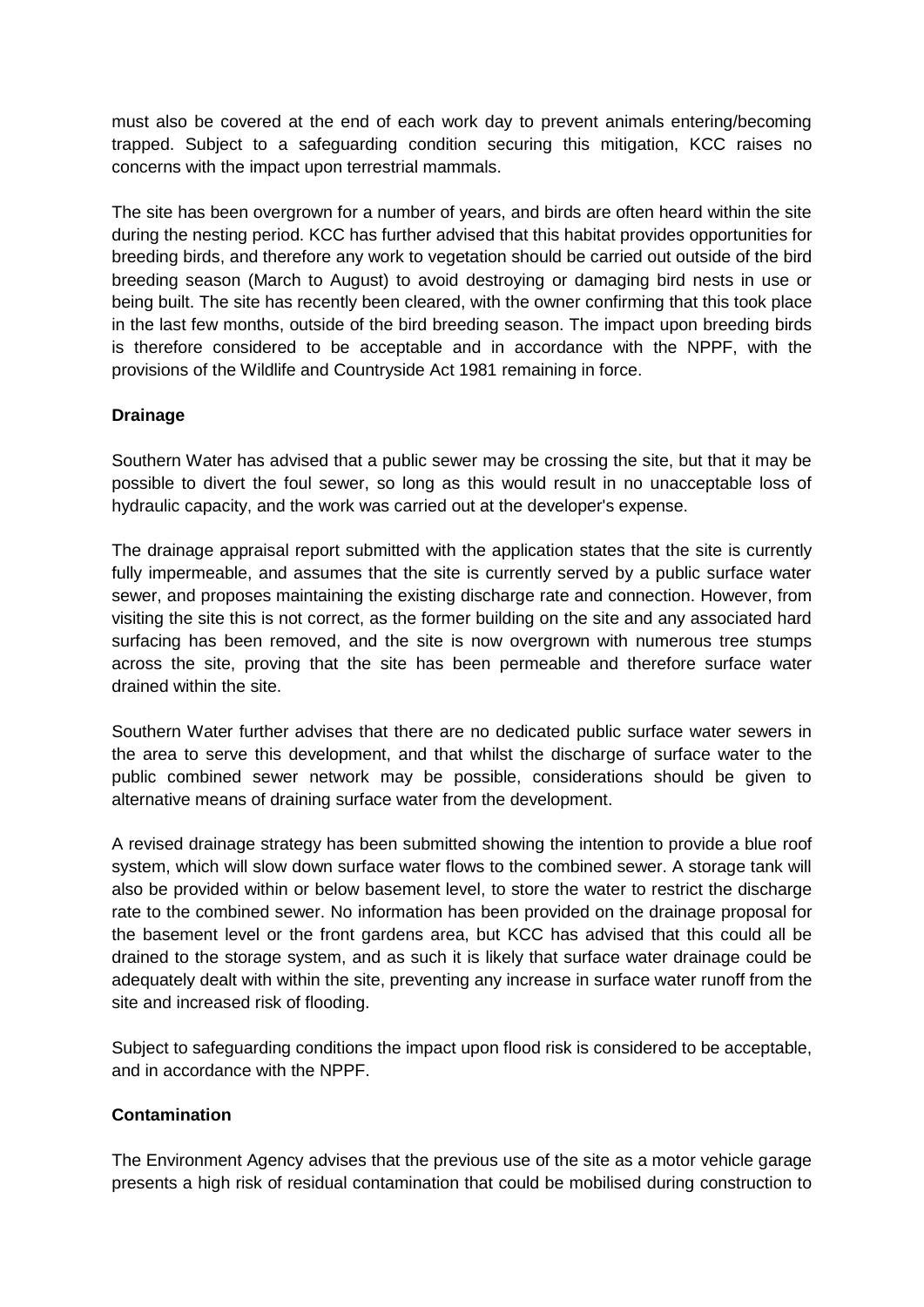must also be covered at the end of each work day to prevent animals entering/becoming trapped. Subject to a safeguarding condition securing this mitigation, KCC raises no concerns with the impact upon terrestrial mammals.

The site has been overgrown for a number of years, and birds are often heard within the site during the nesting period. KCC has further advised that this habitat provides opportunities for breeding birds, and therefore any work to vegetation should be carried out outside of the bird breeding season (March to August) to avoid destroying or damaging bird nests in use or being built. The site has recently been cleared, with the owner confirming that this took place in the last few months, outside of the bird breeding season. The impact upon breeding birds is therefore considered to be acceptable and in accordance with the NPPF, with the provisions of the Wildlife and Countryside Act 1981 remaining in force.

**Drainage**

Southern Water has advised that a public sewer may be crossing the site, but that it may be possible to divert the foul sewer, so long as this would result in no unacceptable loss of hydraulic capacity, and the work was carried out at the developer's expense.

The drainage appraisal report submitted with the application states that the site is currently fully impermeable, and assumes that the site is currently served by a public surface water sewer, and proposes maintaining the existing discharge rate and connection. However, from visiting the site this is not correct, as the former building on the site and any associated hard surfacing has been removed, and the site is now overgrown with numerous tree stumps across the site, proving that the site has been permeable and therefore surface water drained within the site.

Southern Water further advises that there are no dedicated public surface water sewers in the area to serve this development, and that whilst the discharge of surface water to the public combined sewer network may be possible, considerations should be given to alternative means of draining surface water from the development.

A revised drainage strategy has been submitted showing the intention to provide a blue roof system, which will slow down surface water flows to the combined sewer. A storage tank will also be provided within or below basement level, to store the water to restrict the discharge rate to the combined sewer. No information has been provided on the drainage proposal for the basement level or the front gardens area, but KCC has advised that this could all be drained to the storage system, and as such it is likely that surface water drainage could be adequately dealt with within the site, preventing any increase in surface water runoff from the site and increased risk of flooding.

Subject to safeguarding conditions the impact upon flood risk is considered to be acceptable, and in accordance with the NPPF.

**Contamination**

The Environment Agency advises that the previous use of the site as a motor vehicle garage presents a high risk of residual contamination that could be mobilised during construction to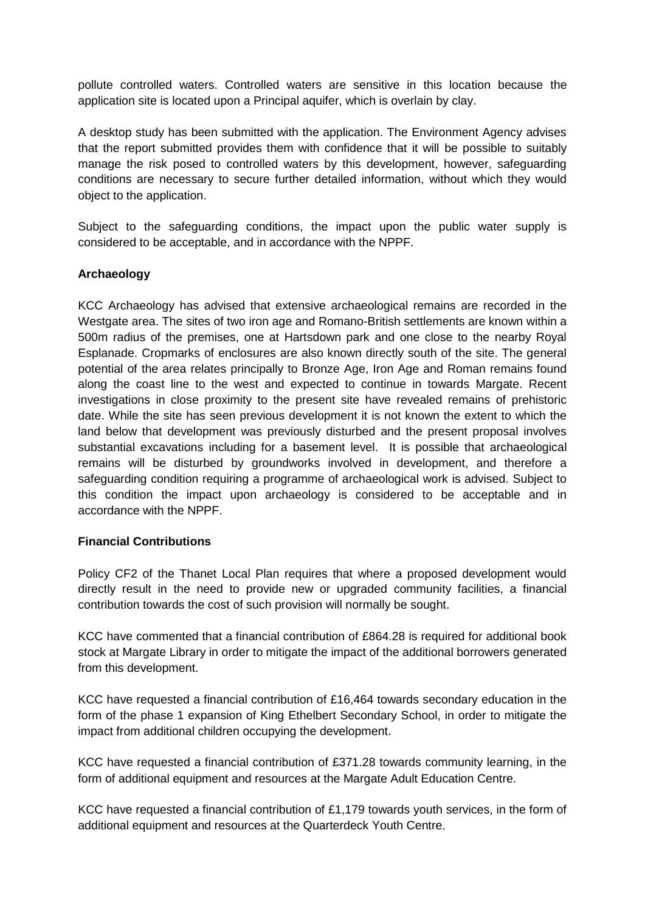pollute controlled waters. Controlled waters are sensitive in this location because the application site is located upon a Principal aquifer, which is overlain by clay.

A desktop study has been submitted with the application. The Environment Agency advises that the report submitted provides them with confidence that it will be possible to suitably manage the risk posed to controlled waters by this development, however, safeguarding conditions are necessary to secure further detailed information, without which they would object to the application.

Subject to the safeguarding conditions, the impact upon the public water supply is considered to be acceptable, and in accordance with the NPPF.

**Archaeology**

KCC Archaeology has advised that extensive archaeological remains are recorded in the Westgate area. The sites of two iron age and Romano-British settlements are known within a 500m radius of the premises, one at Hartsdown park and one close to the nearby Royal Esplanade. Cropmarks of enclosures are also known directly south of the site. The general potential of the area relates principally to Bronze Age, Iron Age and Roman remains found along the coast line to the west and expected to continue in towards Margate. Recent investigations in close proximity to the present site have revealed remains of prehistoric date. While the site has seen previous development it is not known the extent to which the land below that development was previously disturbed and the present proposal involves substantial excavations including for a basement level. It is possible that archaeological remains will be disturbed by groundworks involved in development, and therefore a safeguarding condition requiring a programme of archaeological work is advised. Subject to this condition the impact upon archaeology is considered to be acceptable and in accordance with the NPPF.

**Financial Contributions**

Policy CF2 of the Thanet Local Plan requires that where a proposed development would directly result in the need to provide new or upgraded community facilities, a financial contribution towards the cost of such provision will normally be sought.

KCC have commented that a financial contribution of £864.28 is required for additional book stock at Margate Library in order to mitigate the impact of the additional borrowers generated from this development.

KCC have requested a financial contribution of £16,464 towards secondary education in the form of the phase 1 expansion of King Ethelbert Secondary School, in order to mitigate the impact from additional children occupying the development.

KCC have requested a financial contribution of £371.28 towards community learning, in the form of additional equipment and resources at the Margate Adult Education Centre.

KCC have requested a financial contribution of £1,179 towards youth services, in the form of additional equipment and resources at the Quarterdeck Youth Centre.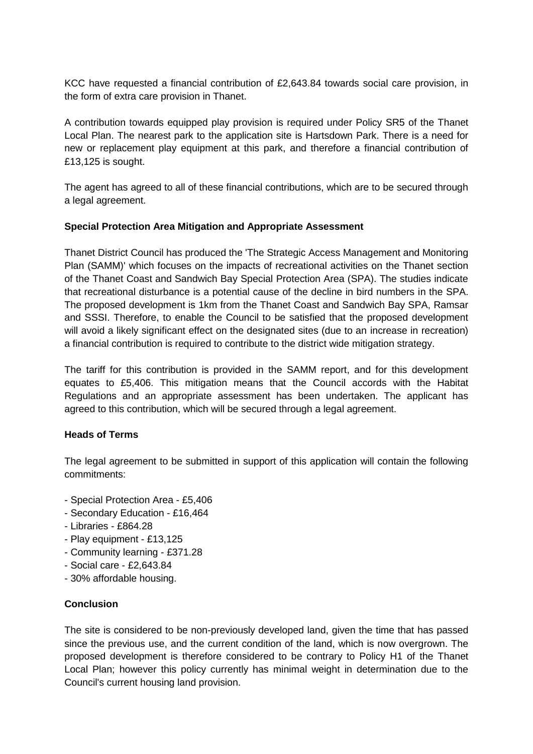KCC have requested a financial contribution of £2,643.84 towards social care provision, in the form of extra care provision in Thanet.

A contribution towards equipped play provision is required under Policy SR5 of the Thanet Local Plan. The nearest park to the application site is Hartsdown Park. There is a need for new or replacement play equipment at this park, and therefore a financial contribution of £13,125 is sought.

The agent has agreed to all of these financial contributions, which are to be secured through a legal agreement.

**Special Protection Area Mitigation and Appropriate Assessment**

Thanet District Council has produced the 'The Strategic Access Management and Monitoring Plan (SAMM)' which focuses on the impacts of recreational activities on the Thanet section of the Thanet Coast and Sandwich Bay Special Protection Area (SPA). The studies indicate that recreational disturbance is a potential cause of the decline in bird numbers in the SPA. The proposed development is 1km from the Thanet Coast and Sandwich Bay SPA, Ramsar and SSSI. Therefore, to enable the Council to be satisfied that the proposed development will avoid a likely significant effect on the designated sites (due to an increase in recreation) a financial contribution is required to contribute to the district wide mitigation strategy.

The tariff for this contribution is provided in the SAMM report, and for this development equates to £5,406. This mitigation means that the Council accords with the Habitat Regulations and an appropriate assessment has been undertaken. The applicant has agreed to this contribution, which will be secured through a legal agreement.

**Heads of Terms**

The legal agreement to be submitted in support of this application will contain the following commitments:

- Special Protection Area - £5,406
- Secondary Education - £16,464
- Libraries - £864.28
- Play equipment - £13,125
- Community learning - £371.28
- Social care - £2,643.84
- 30% affordable housing.

**Conclusion**

The site is considered to be non-previously developed land, given the time that has passed since the previous use, and the current condition of the land, which is now overgrown. The proposed development is therefore considered to be contrary to Policy H1 of the Thanet Local Plan; however this policy currently has minimal weight in determination due to the Council's current housing land provision.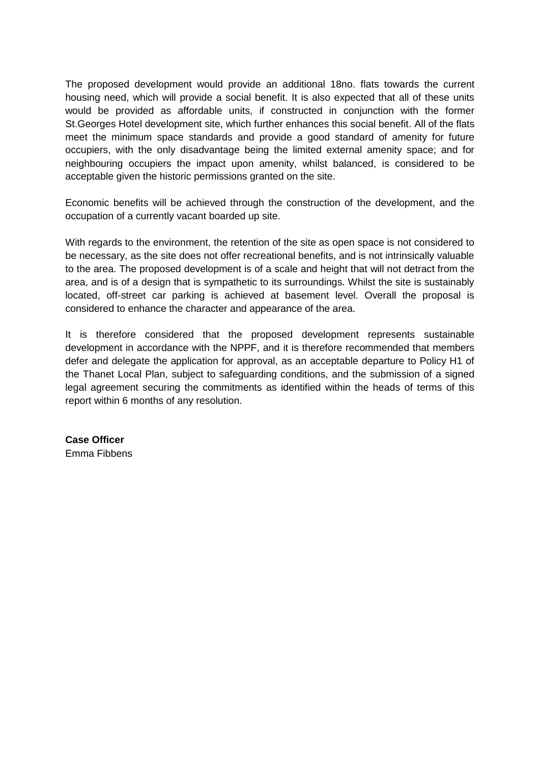The proposed development would provide an additional 18no. flats towards the current housing need, which will provide a social benefit. It is also expected that all of these units would be provided as affordable units, if constructed in conjunction with the former St.Georges Hotel development site, which further enhances this social benefit. All of the flats meet the minimum space standards and provide a good standard of amenity for future occupiers, with the only disadvantage being the limited external amenity space; and for neighbouring occupiers the impact upon amenity, whilst balanced, is considered to be acceptable given the historic permissions granted on the site.

Economic benefits will be achieved through the construction of the development, and the occupation of a currently vacant boarded up site.

With regards to the environment, the retention of the site as open space is not considered to be necessary, as the site does not offer recreational benefits, and is not intrinsically valuable to the area. The proposed development is of a scale and height that will not detract from the area, and is of a design that is sympathetic to its surroundings. Whilst the site is sustainably located, off-street car parking is achieved at basement level. Overall the proposal is considered to enhance the character and appearance of the area.

It is therefore considered that the proposed development represents sustainable development in accordance with the NPPF, and it is therefore recommended that members defer and delegate the application for approval, as an acceptable departure to Policy H1 of the Thanet Local Plan, subject to safeguarding conditions, and the submission of a signed legal agreement securing the commitments as identified within the heads of terms of this report within 6 months of any resolution.

**Case Officer**
Emma Fibbens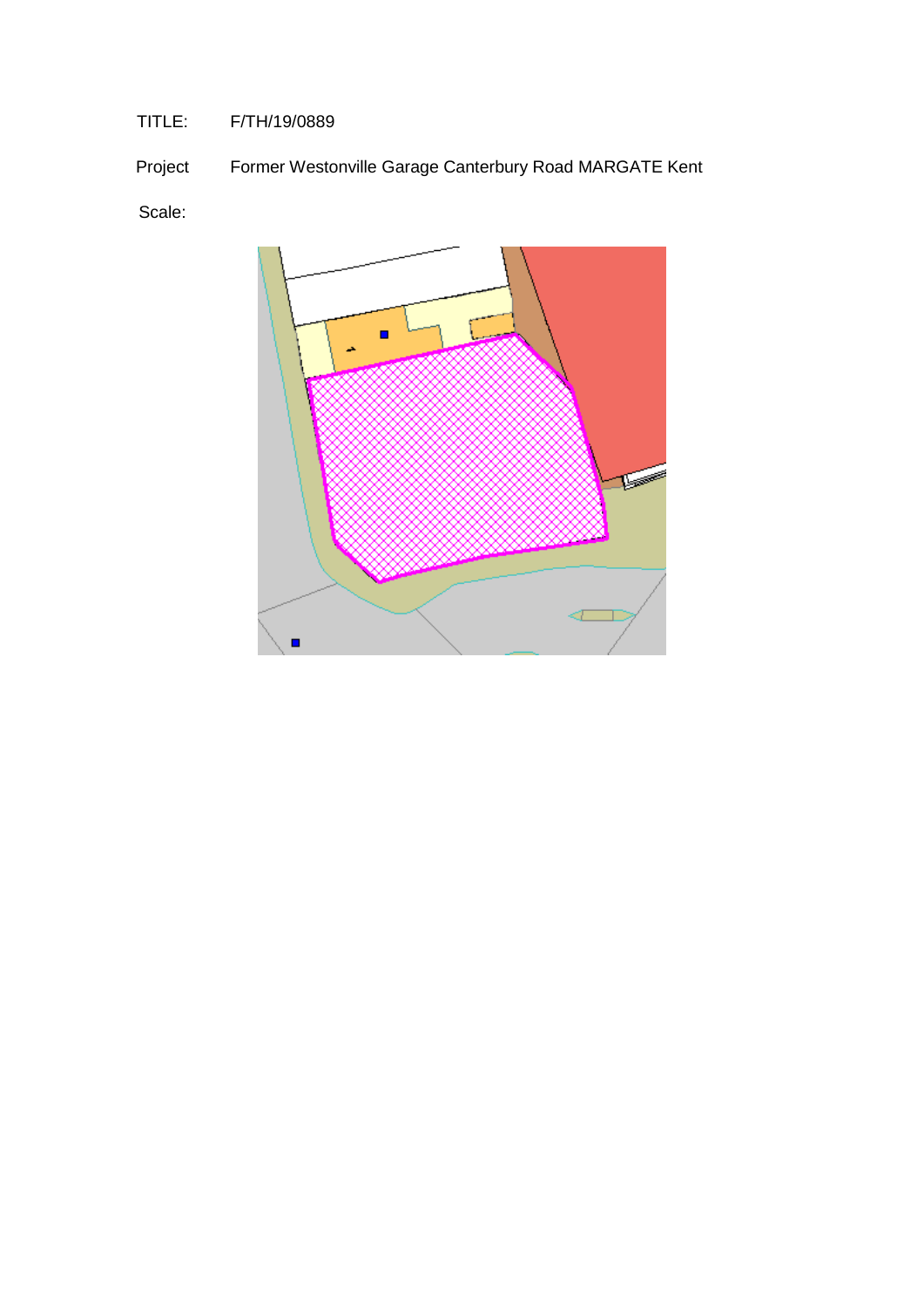TITLE: F/TH/19/0889

Project Former Westonville Garage Canterbury Road MARGATE Kent

Scale: